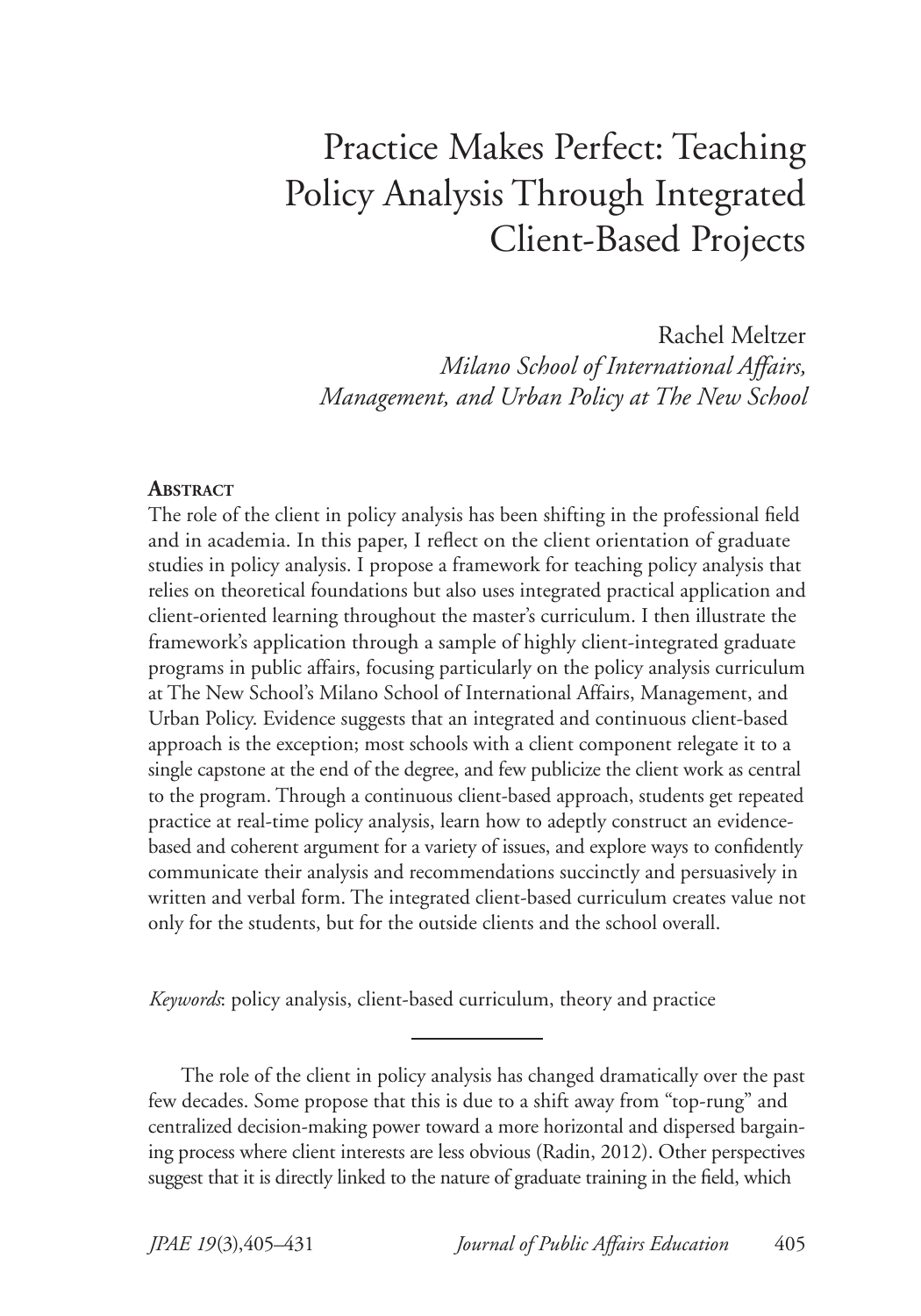# Practice Makes Perfect: Teaching Policy Analysis Through Integrated Client-Based Projects

Rachel Meltzer

*Milano School of International Affairs, Management, and Urban Policy at The New School*

## Abstract

The role of the client in policy analysis has been shifting in the professional field and in academia. In this paper, I reflect on the client orientation of graduate studies in policy analysis. I propose a framework for teaching policy analysis that relies on theoretical foundations but also uses integrated practical application and client-oriented learning throughout the master's curriculum. I then illustrate the framework's application through a sample of highly client-integrated graduate programs in public affairs, focusing particularly on the policy analysis curriculum at The New School's Milano School of International Affairs, Management, and Urban Policy. Evidence suggests that an integrated and continuous client-based approach is the exception; most schools with a client component relegate it to a single capstone at the end of the degree, and few publicize the client work as central to the program. Through a continuous client-based approach, students get repeated practice at real-time policy analysis, learn how to adeptly construct an evidence-based and coherent argument for a variety of issues, and explore ways to confidently communicate their analysis and recommendations succinctly and persuasively in written and verbal form. The integrated client-based curriculum creates value not only for the students, but for the outside clients and the school overall.

*Keywords*: policy analysis, client-based curriculum, theory and practice

---

The role of the client in policy analysis has changed dramatically over the past few decades. Some propose that this is due to a shift away from "top-rung" and centralized decision-making power toward a more horizontal and dispersed bargaining process where client interests are less obvious (Radin, 2012). Other perspectives suggest that it is directly linked to the nature of graduate training in the field, which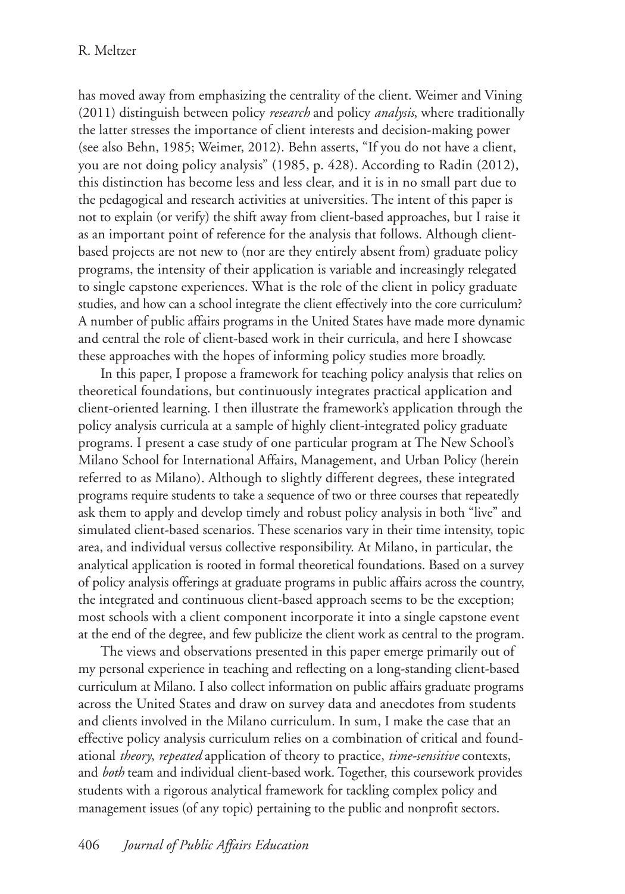has moved away from emphasizing the centrality of the client. Weimer and Vining (2011) distinguish between policy *research* and policy *analysis*, where traditionally the latter stresses the importance of client interests and decision-making power (see also Behn, 1985; Weimer, 2012). Behn asserts, "If you do not have a client, you are not doing policy analysis" (1985, p. 428). According to Radin (2012), this distinction has become less and less clear, and it is in no small part due to the pedagogical and research activities at universities. The intent of this paper is not to explain (or verify) the shift away from client-based approaches, but I raise it as an important point of reference for the analysis that follows. Although client-based projects are not new to (nor are they entirely absent from) graduate policy programs, the intensity of their application is variable and increasingly relegated to single capstone experiences. What is the role of the client in policy graduate studies, and how can a school integrate the client effectively into the core curriculum? A number of public affairs programs in the United States have made more dynamic and central the role of client-based work in their curricula, and here I showcase these approaches with the hopes of informing policy studies more broadly.

In this paper, I propose a framework for teaching policy analysis that relies on theoretical foundations, but continuously integrates practical application and client-oriented learning. I then illustrate the framework's application through the policy analysis curricula at a sample of highly client-integrated policy graduate programs. I present a case study of one particular program at The New School's Milano School for International Affairs, Management, and Urban Policy (herein referred to as Milano). Although to slightly different degrees, these integrated programs require students to take a sequence of two or three courses that repeatedly ask them to apply and develop timely and robust policy analysis in both "live" and simulated client-based scenarios. These scenarios vary in their time intensity, topic area, and individual versus collective responsibility. At Milano, in particular, the analytical application is rooted in formal theoretical foundations. Based on a survey of policy analysis offerings at graduate programs in public affairs across the country, the integrated and continuous client-based approach seems to be the exception; most schools with a client component incorporate it into a single capstone event at the end of the degree, and few publicize the client work as central to the program.

The views and observations presented in this paper emerge primarily out of my personal experience in teaching and reflecting on a long-standing client-based curriculum at Milano. I also collect information on public affairs graduate programs across the United States and draw on survey data and anecdotes from students and clients involved in the Milano curriculum. In sum, I make the case that an effective policy analysis curriculum relies on a combination of critical and foundational *theory*, *repeated* application of theory to practice, *time-sensitive* contexts, and *both* team and individual client-based work. Together, this coursework provides students with a rigorous analytical framework for tackling complex policy and management issues (of any topic) pertaining to the public and nonprofit sectors.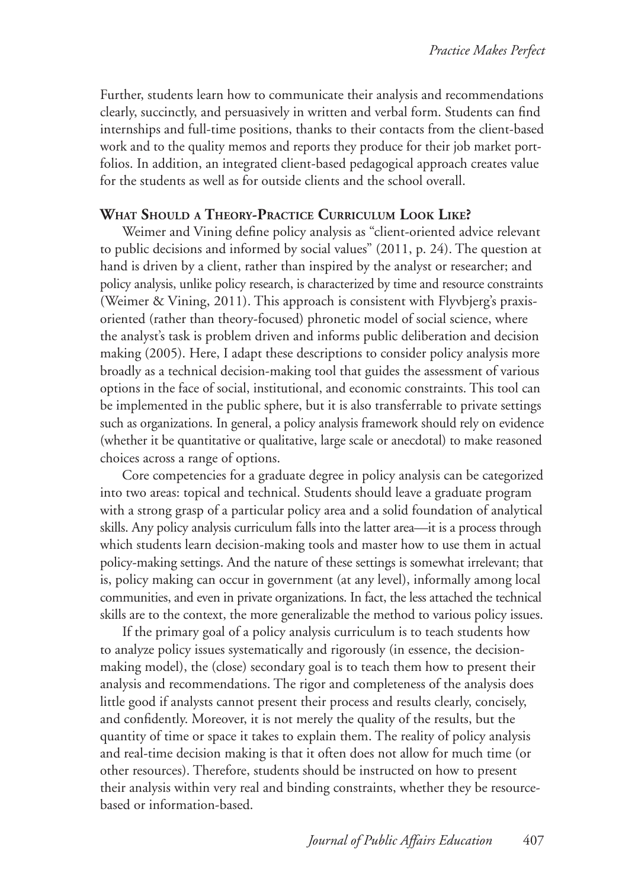Further, students learn how to communicate their analysis and recommendations clearly, succinctly, and persuasively in written and verbal form. Students can find internships and full-time positions, thanks to their contacts from the client-based work and to the quality memos and reports they produce for their job market portfolios. In addition, an integrated client-based pedagogical approach creates value for the students as well as for outside clients and the school overall.

## What Should a Theory-Practice Curriculum Look Like?

Weimer and Vining define policy analysis as "client-oriented advice relevant to public decisions and informed by social values" (2011, p. 24). The question at hand is driven by a client, rather than inspired by the analyst or researcher; and policy analysis, unlike policy research, is characterized by time and resource constraints (Weimer & Vining, 2011). This approach is consistent with Flyvbjerg's praxis-oriented (rather than theory-focused) phronetic model of social science, where the analyst's task is problem driven and informs public deliberation and decision making (2005). Here, I adapt these descriptions to consider policy analysis more broadly as a technical decision-making tool that guides the assessment of various options in the face of social, institutional, and economic constraints. This tool can be implemented in the public sphere, but it is also transferrable to private settings such as organizations. In general, a policy analysis framework should rely on evidence (whether it be quantitative or qualitative, large scale or anecdotal) to make reasoned choices across a range of options.

Core competencies for a graduate degree in policy analysis can be categorized into two areas: topical and technical. Students should leave a graduate program with a strong grasp of a particular policy area and a solid foundation of analytical skills. Any policy analysis curriculum falls into the latter area—it is a process through which students learn decision-making tools and master how to use them in actual policy-making settings. And the nature of these settings is somewhat irrelevant; that is, policy making can occur in government (at any level), informally among local communities, and even in private organizations. In fact, the less attached the technical skills are to the context, the more generalizable the method to various policy issues.

If the primary goal of a policy analysis curriculum is to teach students how to analyze policy issues systematically and rigorously (in essence, the decision-making model), the (close) secondary goal is to teach them how to present their analysis and recommendations. The rigor and completeness of the analysis does little good if analysts cannot present their process and results clearly, concisely, and confidently. Moreover, it is not merely the quality of the results, but the quantity of time or space it takes to explain them. The reality of policy analysis and real-time decision making is that it often does not allow for much time (or other resources). Therefore, students should be instructed on how to present their analysis within very real and binding constraints, whether they be resource-based or information-based.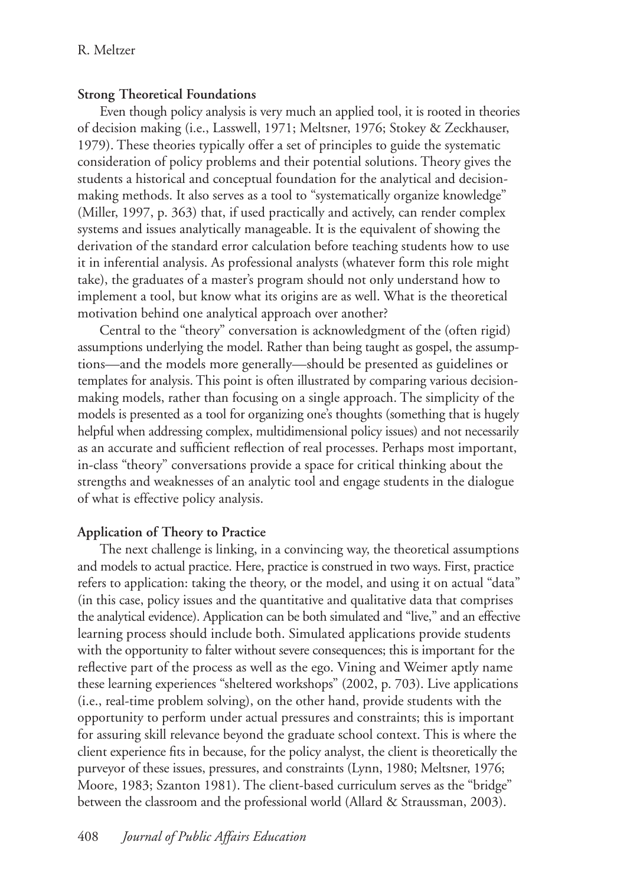### Strong Theoretical Foundations

Even though policy analysis is very much an applied tool, it is rooted in theories of decision making (i.e., Lasswell, 1971; Meltsner, 1976; Stokey & Zeckhauser, 1979). These theories typically offer a set of principles to guide the systematic consideration of policy problems and their potential solutions. Theory gives the students a historical and conceptual foundation for the analytical and decision-making methods. It also serves as a tool to "systematically organize knowledge" (Miller, 1997, p. 363) that, if used practically and actively, can render complex systems and issues analytically manageable. It is the equivalent of showing the derivation of the standard error calculation before teaching students how to use it in inferential analysis. As professional analysts (whatever form this role might take), the graduates of a master's program should not only understand how to implement a tool, but know what its origins are as well. What is the theoretical motivation behind one analytical approach over another?

Central to the "theory" conversation is acknowledgment of the (often rigid) assumptions underlying the model. Rather than being taught as gospel, the assumptions—and the models more generally—should be presented as guidelines or templates for analysis. This point is often illustrated by comparing various decision-making models, rather than focusing on a single approach. The simplicity of the models is presented as a tool for organizing one's thoughts (something that is hugely helpful when addressing complex, multidimensional policy issues) and not necessarily as an accurate and sufficient reflection of real processes. Perhaps most important, in-class "theory" conversations provide a space for critical thinking about the strengths and weaknesses of an analytic tool and engage students in the dialogue of what is effective policy analysis.

### Application of Theory to Practice

The next challenge is linking, in a convincing way, the theoretical assumptions and models to actual practice. Here, practice is construed in two ways. First, practice refers to application: taking the theory, or the model, and using it on actual "data" (in this case, policy issues and the quantitative and qualitative data that comprises the analytical evidence). Application can be both simulated and "live," and an effective learning process should include both. Simulated applications provide students with the opportunity to falter without severe consequences; this is important for the reflective part of the process as well as the ego. Vining and Weimer aptly name these learning experiences "sheltered workshops" (2002, p. 703). Live applications (i.e., real-time problem solving), on the other hand, provide students with the opportunity to perform under actual pressures and constraints; this is important for assuring skill relevance beyond the graduate school context. This is where the client experience fits in because, for the policy analyst, the client is theoretically the purveyor of these issues, pressures, and constraints (Lynn, 1980; Meltsner, 1976; Moore, 1983; Szanton 1981). The client-based curriculum serves as the "bridge" between the classroom and the professional world (Allard & Straussman, 2003).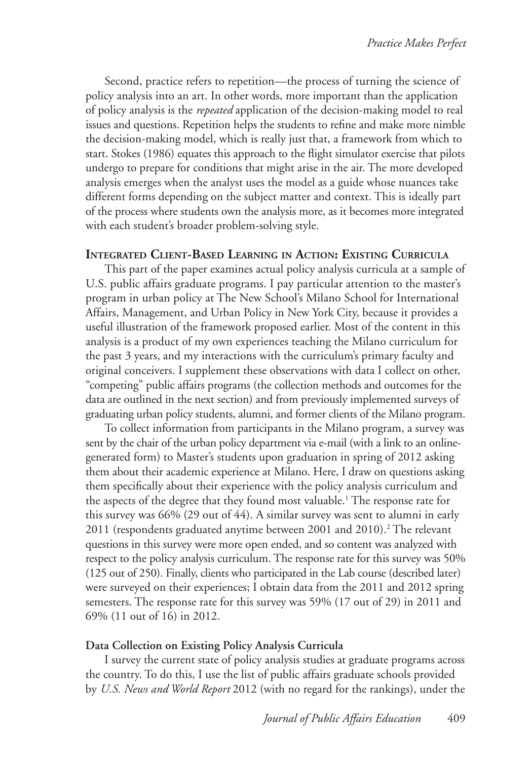Second, practice refers to repetition—the process of turning the science of policy analysis into an art. In other words, more important than the application of policy analysis is the *repeated* application of the decision-making model to real issues and questions. Repetition helps the students to refine and make more nimble the decision-making model, which is really just that, a framework from which to start. Stokes (1986) equates this approach to the flight simulator exercise that pilots undergo to prepare for conditions that might arise in the air. The more developed analysis emerges when the analyst uses the model as a guide whose nuances take different forms depending on the subject matter and context. This is ideally part of the process where students own the analysis more, as it becomes more integrated with each student's broader problem-solving style.

## Integrated Client-Based Learning in Action: Existing Curricula

This part of the paper examines actual policy analysis curricula at a sample of U.S. public affairs graduate programs. I pay particular attention to the master's program in urban policy at The New School's Milano School for International Affairs, Management, and Urban Policy in New York City, because it provides a useful illustration of the framework proposed earlier. Most of the content in this analysis is a product of my own experiences teaching the Milano curriculum for the past 3 years, and my interactions with the curriculum's primary faculty and original conceivers. I supplement these observations with data I collect on other, "competing" public affairs programs (the collection methods and outcomes for the data are outlined in the next section) and from previously implemented surveys of graduating urban policy students, alumni, and former clients of the Milano program.

To collect information from participants in the Milano program, a survey was sent by the chair of the urban policy department via e-mail (with a link to an online-generated form) to Master's students upon graduation in spring of 2012 asking them about their academic experience at Milano. Here, I draw on questions asking them specifically about their experience with the policy analysis curriculum and the aspects of the degree that they found most valuable.[1] The response rate for this survey was 66% (29 out of 44). A similar survey was sent to alumni in early 2011 (respondents graduated anytime between 2001 and 2010).[2] The relevant questions in this survey were more open ended, and so content was analyzed with respect to the policy analysis curriculum. The response rate for this survey was 50% (125 out of 250). Finally, clients who participated in the Lab course (described later) were surveyed on their experiences; I obtain data from the 2011 and 2012 spring semesters. The response rate for this survey was 59% (17 out of 29) in 2011 and 69% (11 out of 16) in 2012.

### Data Collection on Existing Policy Analysis Curricula

I survey the current state of policy analysis studies at graduate programs across the country. To do this, I use the list of public affairs graduate schools provided by *U.S. News and World Report* 2012 (with no regard for the rankings), under the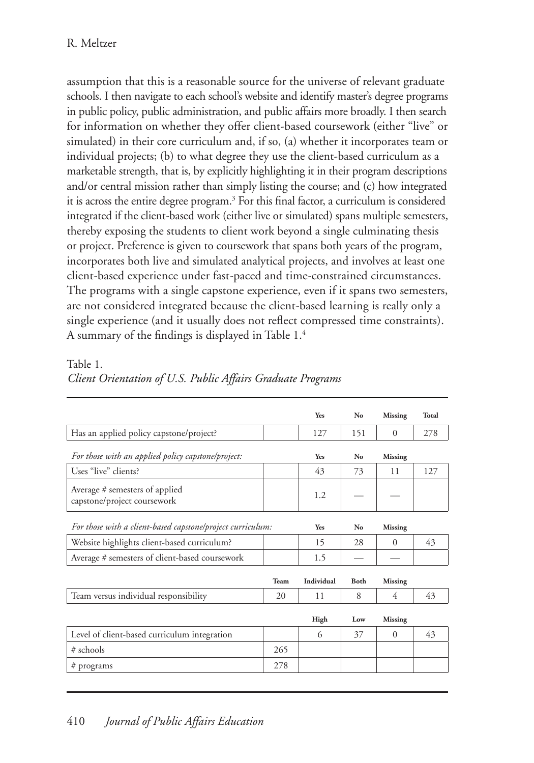assumption that this is a reasonable source for the universe of relevant graduate schools. I then navigate to each school's website and identify master's degree programs in public policy, public administration, and public affairs more broadly. I then search for information on whether they offer client-based coursework (either "live" or simulated) in their core curriculum and, if so, (a) whether it incorporates team or individual projects; (b) to what degree they use the client-based curriculum as a marketable strength, that is, by explicitly highlighting it in their program descriptions and/or central mission rather than simply listing the course; and (c) how integrated it is across the entire degree program.[3] For this final factor, a curriculum is considered integrated if the client-based work (either live or simulated) spans multiple semesters, thereby exposing the students to client work beyond a single culminating thesis or project. Preference is given to coursework that spans both years of the program, incorporates both live and simulated analytical projects, and involves at least one client-based experience under fast-paced and time-constrained circumstances. The programs with a single capstone experience, even if it spans two semesters, are not considered integrated because the client-based learning is really only a single experience (and it usually does not reflect compressed time constraints). A summary of the findings is displayed in Table 1.[4]

Table 1.
*Client Orientation of U.S. Public Affairs Graduate Programs*

| | | Yes | No | Missing | Total |
|---|---|---|---|---|---|
| Has an applied policy capstone/project? | | 127 | 151 | 0 | 278 |
| *For those with an applied policy capstone/project:* | | **Yes** | **No** | **Missing** | |
| Uses "live" clients? | | 43 | 73 | 11 | 127 |
| Average # semesters of applied capstone/project coursework | | 1.2 | — | — | |
| *For those with a client-based capstone/project curriculum:* | | **Yes** | **No** | **Missing** | |
| Website highlights client-based curriculum? | | 15 | 28 | 0 | 43 |
| Average # semesters of client-based coursework | | 1.5 | — | — | |
| | **Team** | **Individual** | **Both** | **Missing** | |
| Team versus individual responsibility | 20 | 11 | 8 | 4 | 43 |
| | | **High** | **Low** | **Missing** | |
| Level of client-based curriculum integration | | 6 | 37 | 0 | 43 |
| # schools | 265 | | | | |
| # programs | 278 | | | | |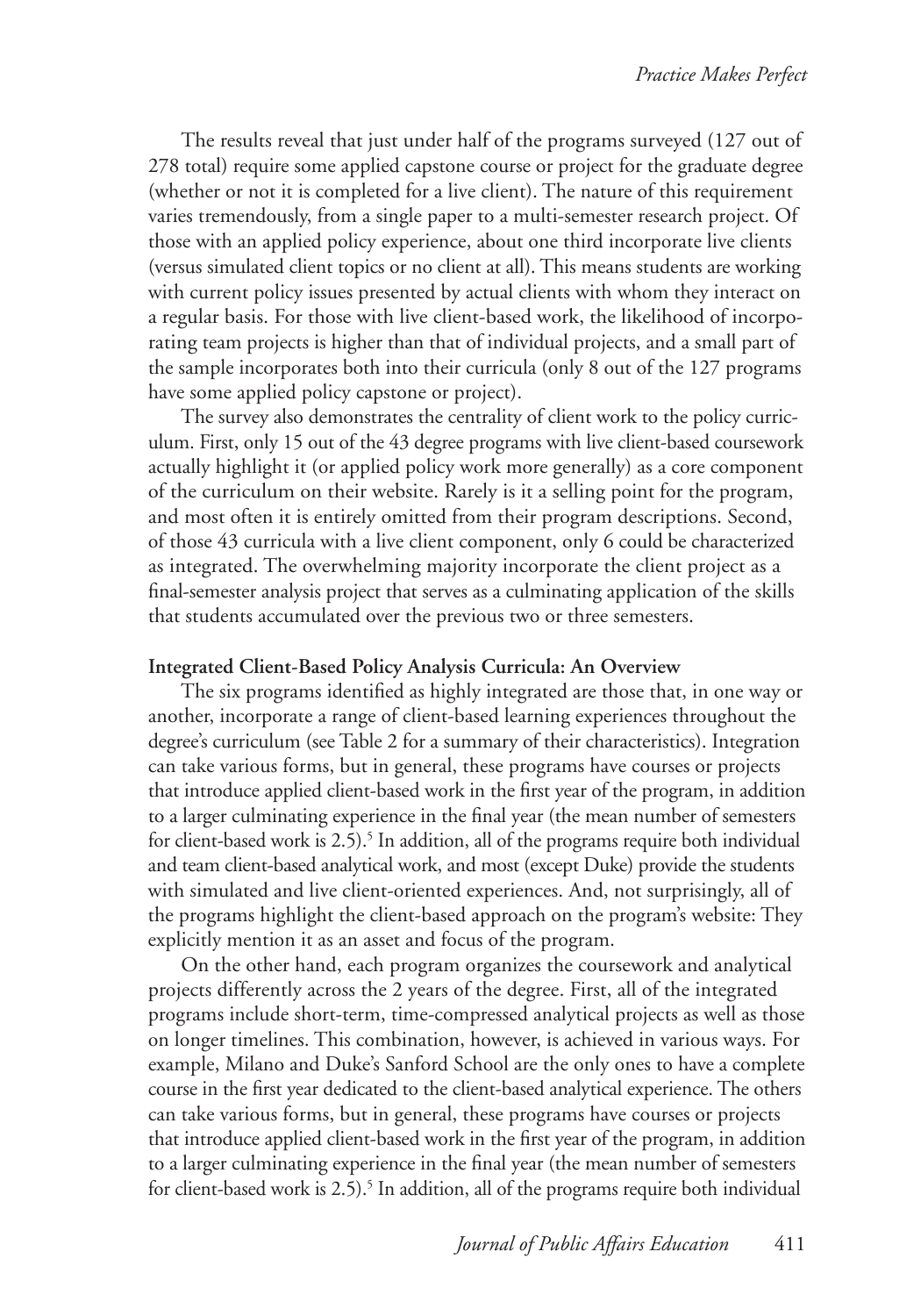The results reveal that just under half of the programs surveyed (127 out of 278 total) require some applied capstone course or project for the graduate degree (whether or not it is completed for a live client). The nature of this requirement varies tremendously, from a single paper to a multi-semester research project. Of those with an applied policy experience, about one third incorporate live clients (versus simulated client topics or no client at all). This means students are working with current policy issues presented by actual clients with whom they interact on a regular basis. For those with live client-based work, the likelihood of incorporating team projects is higher than that of individual projects, and a small part of the sample incorporates both into their curricula (only 8 out of the 127 programs have some applied policy capstone or project).

The survey also demonstrates the centrality of client work to the policy curriculum. First, only 15 out of the 43 degree programs with live client-based coursework actually highlight it (or applied policy work more generally) as a core component of the curriculum on their website. Rarely is it a selling point for the program, and most often it is entirely omitted from their program descriptions. Second, of those 43 curricula with a live client component, only 6 could be characterized as integrated. The overwhelming majority incorporate the client project as a final-semester analysis project that serves as a culminating application of the skills that students accumulated over the previous two or three semesters.

**Integrated Client-Based Policy Analysis Curricula: An Overview**

The six programs identified as highly integrated are those that, in one way or another, incorporate a range of client-based learning experiences throughout the degree's curriculum (see Table 2 for a summary of their characteristics). Integration can take various forms, but in general, these programs have courses or projects that introduce applied client-based work in the first year of the program, in addition to a larger culminating experience in the final year (the mean number of semesters for client-based work is 2.5).[5] In addition, all of the programs require both individual and team client-based analytical work, and most (except Duke) provide the students with simulated and live client-oriented experiences. And, not surprisingly, all of the programs highlight the client-based approach on the program's website: They explicitly mention it as an asset and focus of the program.

On the other hand, each program organizes the coursework and analytical projects differently across the 2 years of the degree. First, all of the integrated programs include short-term, time-compressed analytical projects as well as those on longer timelines. This combination, however, is achieved in various ways. For example, Milano and Duke's Sanford School are the only ones to have a complete course in the first year dedicated to the client-based analytical experience. The others can take various forms, but in general, these programs have courses or projects that introduce applied client-based work in the first year of the program, in addition to a larger culminating experience in the final year (the mean number of semesters for client-based work is 2.5).[5] In addition, all of the programs require both individual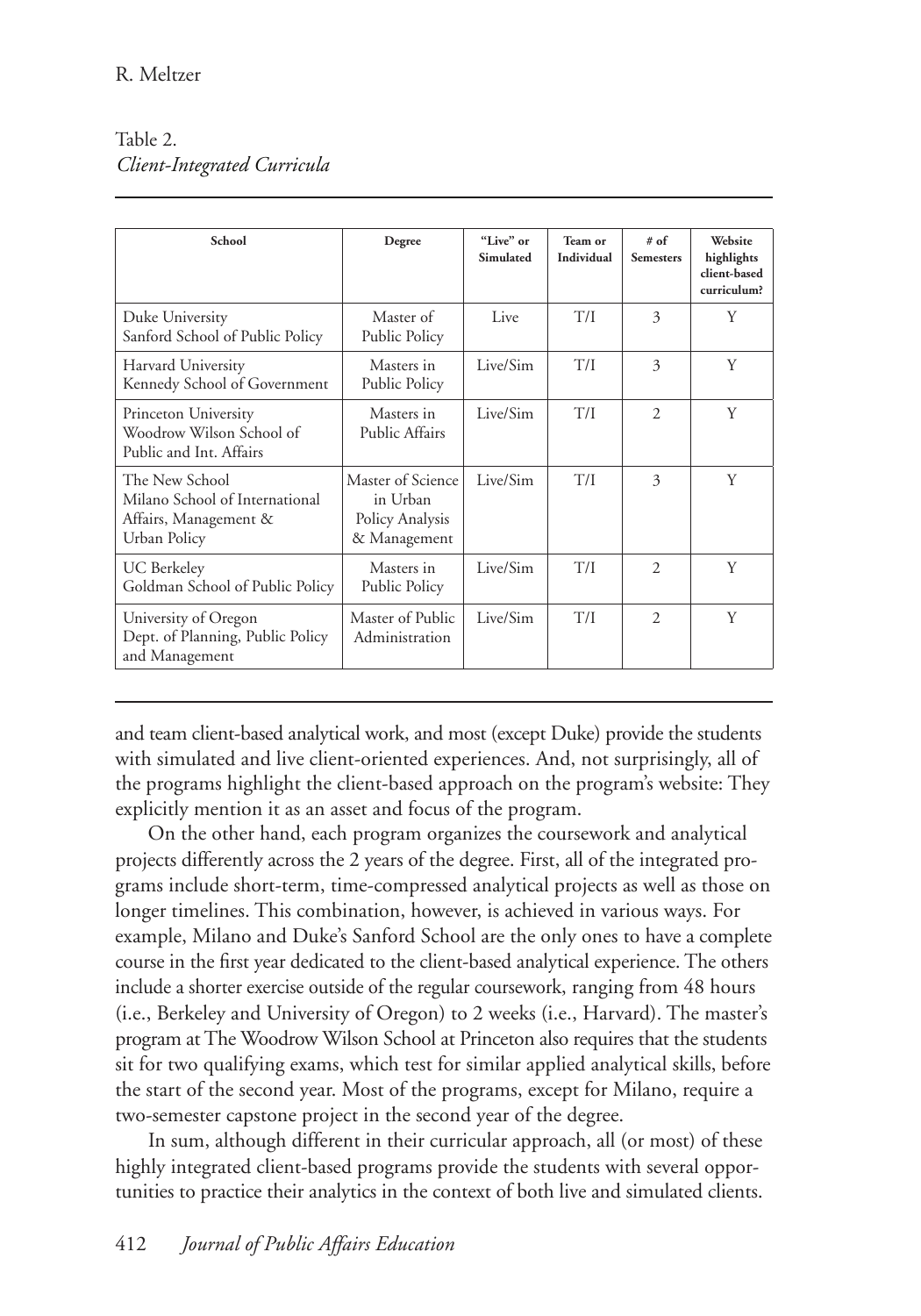Table 2.
*Client-Integrated Curricula*

| School | Degree | "Live" or Simulated | Team or Individual | # of Semesters | Website highlights client-based curriculum? |
|---|---|---|---|---|---|
| Duke University Sanford School of Public Policy | Master of Public Policy | Live | T/I | 3 | Y |
| Harvard University Kennedy School of Government | Masters in Public Policy | Live/Sim | T/I | 3 | Y |
| Princeton University Woodrow Wilson School of Public and Int. Affairs | Masters in Public Affairs | Live/Sim | T/I | 2 | Y |
| The New School Milano School of International Affairs, Management & Urban Policy | Master of Science in Urban Policy Analysis & Management | Live/Sim | T/I | 3 | Y |
| UC Berkeley Goldman School of Public Policy | Masters in Public Policy | Live/Sim | T/I | 2 | Y |
| University of Oregon Dept. of Planning, Public Policy and Management | Master of Public Administration | Live/Sim | T/I | 2 | Y |

and team client-based analytical work, and most (except Duke) provide the students with simulated and live client-oriented experiences. And, not surprisingly, all of the programs highlight the client-based approach on the program's website: They explicitly mention it as an asset and focus of the program.

On the other hand, each program organizes the coursework and analytical projects differently across the 2 years of the degree. First, all of the integrated programs include short-term, time-compressed analytical projects as well as those on longer timelines. This combination, however, is achieved in various ways. For example, Milano and Duke's Sanford School are the only ones to have a complete course in the first year dedicated to the client-based analytical experience. The others include a shorter exercise outside of the regular coursework, ranging from 48 hours (i.e., Berkeley and University of Oregon) to 2 weeks (i.e., Harvard). The master's program at The Woodrow Wilson School at Princeton also requires that the students sit for two qualifying exams, which test for similar applied analytical skills, before the start of the second year. Most of the programs, except for Milano, require a two-semester capstone project in the second year of the degree.

In sum, although different in their curricular approach, all (or most) of these highly integrated client-based programs provide the students with several opportunities to practice their analytics in the context of both live and simulated clients.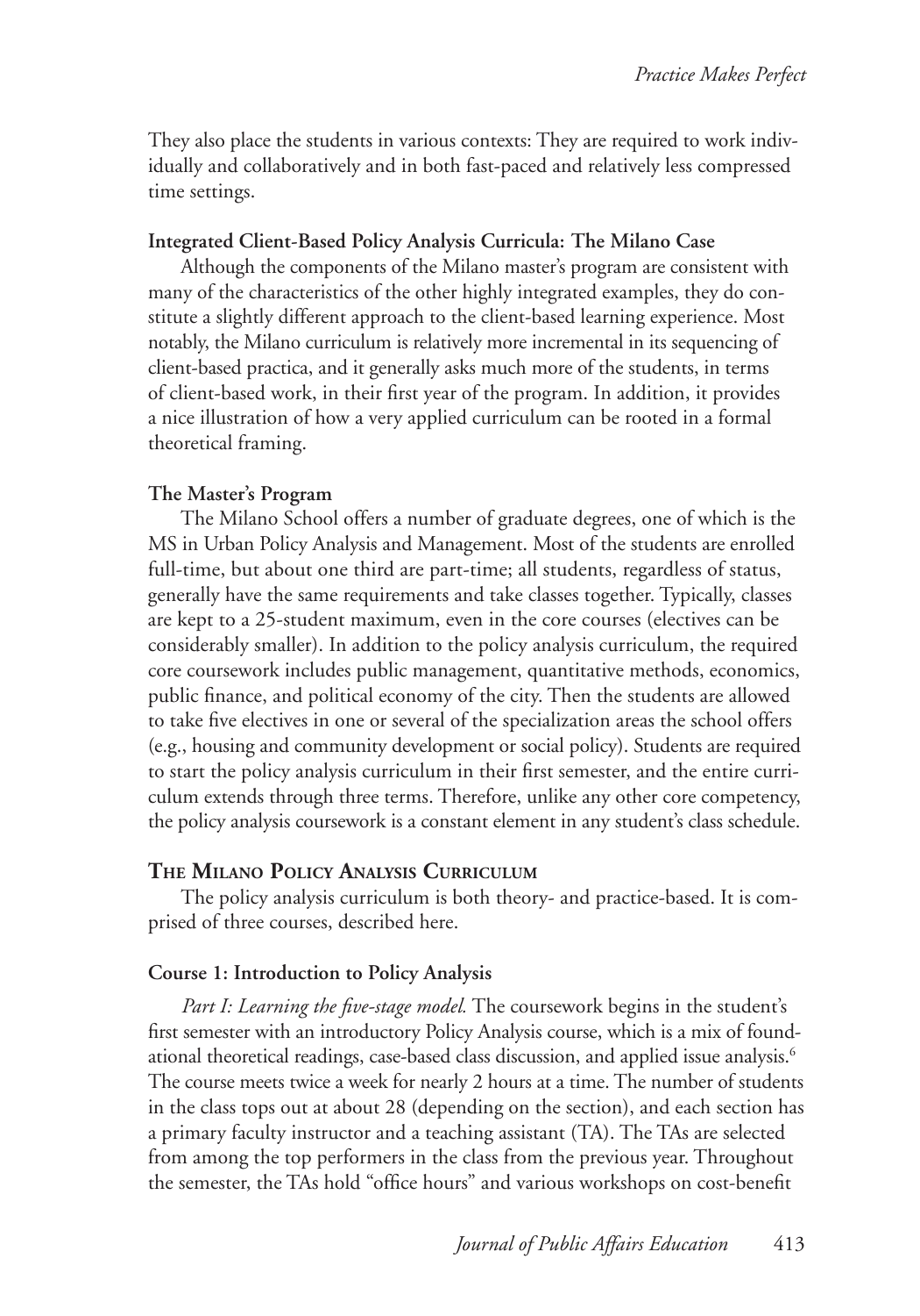They also place the students in various contexts: They are required to work individually and collaboratively and in both fast-paced and relatively less compressed time settings.

### Integrated Client-Based Policy Analysis Curricula: The Milano Case

Although the components of the Milano master's program are consistent with many of the characteristics of the other highly integrated examples, they do constitute a slightly different approach to the client-based learning experience. Most notably, the Milano curriculum is relatively more incremental in its sequencing of client-based practica, and it generally asks much more of the students, in terms of client-based work, in their first year of the program. In addition, it provides a nice illustration of how a very applied curriculum can be rooted in a formal theoretical framing.

### The Master's Program

The Milano School offers a number of graduate degrees, one of which is the MS in Urban Policy Analysis and Management. Most of the students are enrolled full-time, but about one third are part-time; all students, regardless of status, generally have the same requirements and take classes together. Typically, classes are kept to a 25-student maximum, even in the core courses (electives can be considerably smaller). In addition to the policy analysis curriculum, the required core coursework includes public management, quantitative methods, economics, public finance, and political economy of the city. Then the students are allowed to take five electives in one or several of the specialization areas the school offers (e.g., housing and community development or social policy). Students are required to start the policy analysis curriculum in their first semester, and the entire curriculum extends through three terms. Therefore, unlike any other core competency, the policy analysis coursework is a constant element in any student's class schedule.

## The Milano Policy Analysis Curriculum

The policy analysis curriculum is both theory- and practice-based. It is comprised of three courses, described here.

### Course 1: Introduction to Policy Analysis

*Part I: Learning the five-stage model.* The coursework begins in the student's first semester with an introductory Policy Analysis course, which is a mix of foundational theoretical readings, case-based class discussion, and applied issue analysis.[6] The course meets twice a week for nearly 2 hours at a time. The number of students in the class tops out at about 28 (depending on the section), and each section has a primary faculty instructor and a teaching assistant (TA). The TAs are selected from among the top performers in the class from the previous year. Throughout the semester, the TAs hold "office hours" and various workshops on cost-benefit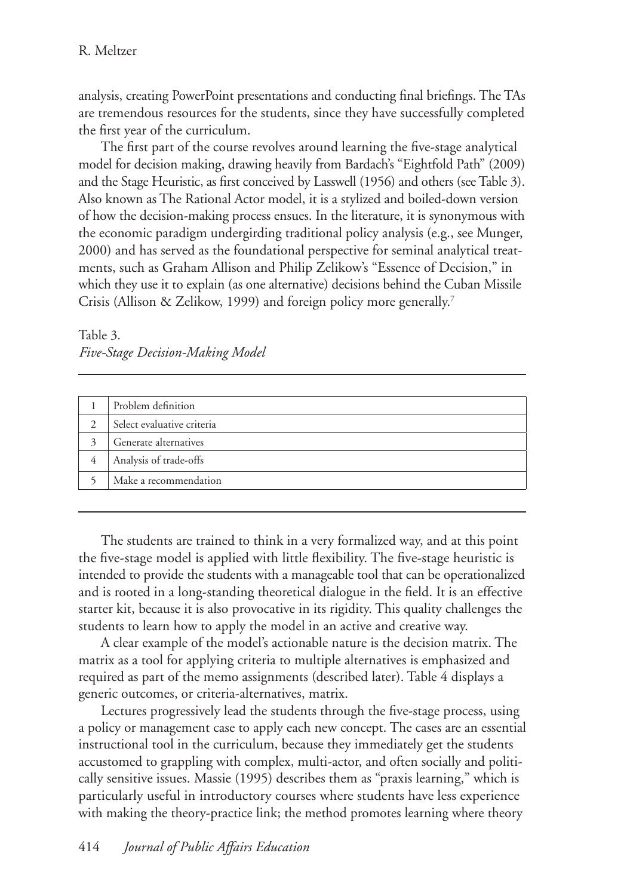analysis, creating PowerPoint presentations and conducting final briefings. The TAs are tremendous resources for the students, since they have successfully completed the first year of the curriculum.

The first part of the course revolves around learning the five-stage analytical model for decision making, drawing heavily from Bardach's "Eightfold Path" (2009) and the Stage Heuristic, as first conceived by Lasswell (1956) and others (see Table 3). Also known as The Rational Actor model, it is a stylized and boiled-down version of how the decision-making process ensues. In the literature, it is synonymous with the economic paradigm undergirding traditional policy analysis (e.g., see Munger, 2000) and has served as the foundational perspective for seminal analytical treatments, such as Graham Allison and Philip Zelikow's "Essence of Decision," in which they use it to explain (as one alternative) decisions behind the Cuban Missile Crisis (Allison & Zelikow, 1999) and foreign policy more generally.[7]

Table 3.
*Five-Stage Decision-Making Model*

| | |
|---|---|
| 1 | Problem definition |
| 2 | Select evaluative criteria |
| 3 | Generate alternatives |
| 4 | Analysis of trade-offs |
| 5 | Make a recommendation |

The students are trained to think in a very formalized way, and at this point the five-stage model is applied with little flexibility. The five-stage heuristic is intended to provide the students with a manageable tool that can be operationalized and is rooted in a long-standing theoretical dialogue in the field. It is an effective starter kit, because it is also provocative in its rigidity. This quality challenges the students to learn how to apply the model in an active and creative way.

A clear example of the model's actionable nature is the decision matrix. The matrix as a tool for applying criteria to multiple alternatives is emphasized and required as part of the memo assignments (described later). Table 4 displays a generic outcomes, or criteria-alternatives, matrix.

Lectures progressively lead the students through the five-stage process, using a policy or management case to apply each new concept. The cases are an essential instructional tool in the curriculum, because they immediately get the students accustomed to grappling with complex, multi-actor, and often socially and politically sensitive issues. Massie (1995) describes them as "praxis learning," which is particularly useful in introductory courses where students have less experience with making the theory-practice link; the method promotes learning where theory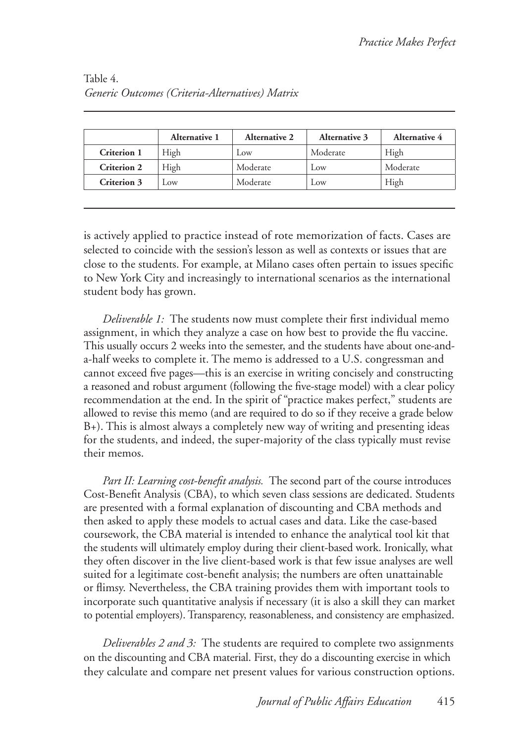Table 4.
*Generic Outcomes (Criteria-Alternatives) Matrix*

| | Alternative 1 | Alternative 2 | Alternative 3 | Alternative 4 |
|---|---|---|---|---|
| **Criterion 1** | High | Low | Moderate | High |
| **Criterion 2** | High | Moderate | Low | Moderate |
| **Criterion 3** | Low | Moderate | Low | High |

is actively applied to practice instead of rote memorization of facts. Cases are selected to coincide with the session's lesson as well as contexts or issues that are close to the students. For example, at Milano cases often pertain to issues specific to New York City and increasingly to international scenarios as the international student body has grown.

*Deliverable 1:* The students now must complete their first individual memo assignment, in which they analyze a case on how best to provide the flu vaccine. This usually occurs 2 weeks into the semester, and the students have about one-and-a-half weeks to complete it. The memo is addressed to a U.S. congressman and cannot exceed five pages—this is an exercise in writing concisely and constructing a reasoned and robust argument (following the five-stage model) with a clear policy recommendation at the end. In the spirit of "practice makes perfect," students are allowed to revise this memo (and are required to do so if they receive a grade below B+). This is almost always a completely new way of writing and presenting ideas for the students, and indeed, the super-majority of the class typically must revise their memos.

*Part II: Learning cost-benefit analysis.* The second part of the course introduces Cost-Benefit Analysis (CBA), to which seven class sessions are dedicated. Students are presented with a formal explanation of discounting and CBA methods and then asked to apply these models to actual cases and data. Like the case-based coursework, the CBA material is intended to enhance the analytical tool kit that the students will ultimately employ during their client-based work. Ironically, what they often discover in the live client-based work is that few issue analyses are well suited for a legitimate cost-benefit analysis; the numbers are often unattainable or flimsy. Nevertheless, the CBA training provides them with important tools to incorporate such quantitative analysis if necessary (it is also a skill they can market to potential employers). Transparency, reasonableness, and consistency are emphasized.

*Deliverables 2 and 3:* The students are required to complete two assignments on the discounting and CBA material. First, they do a discounting exercise in which they calculate and compare net present values for various construction options.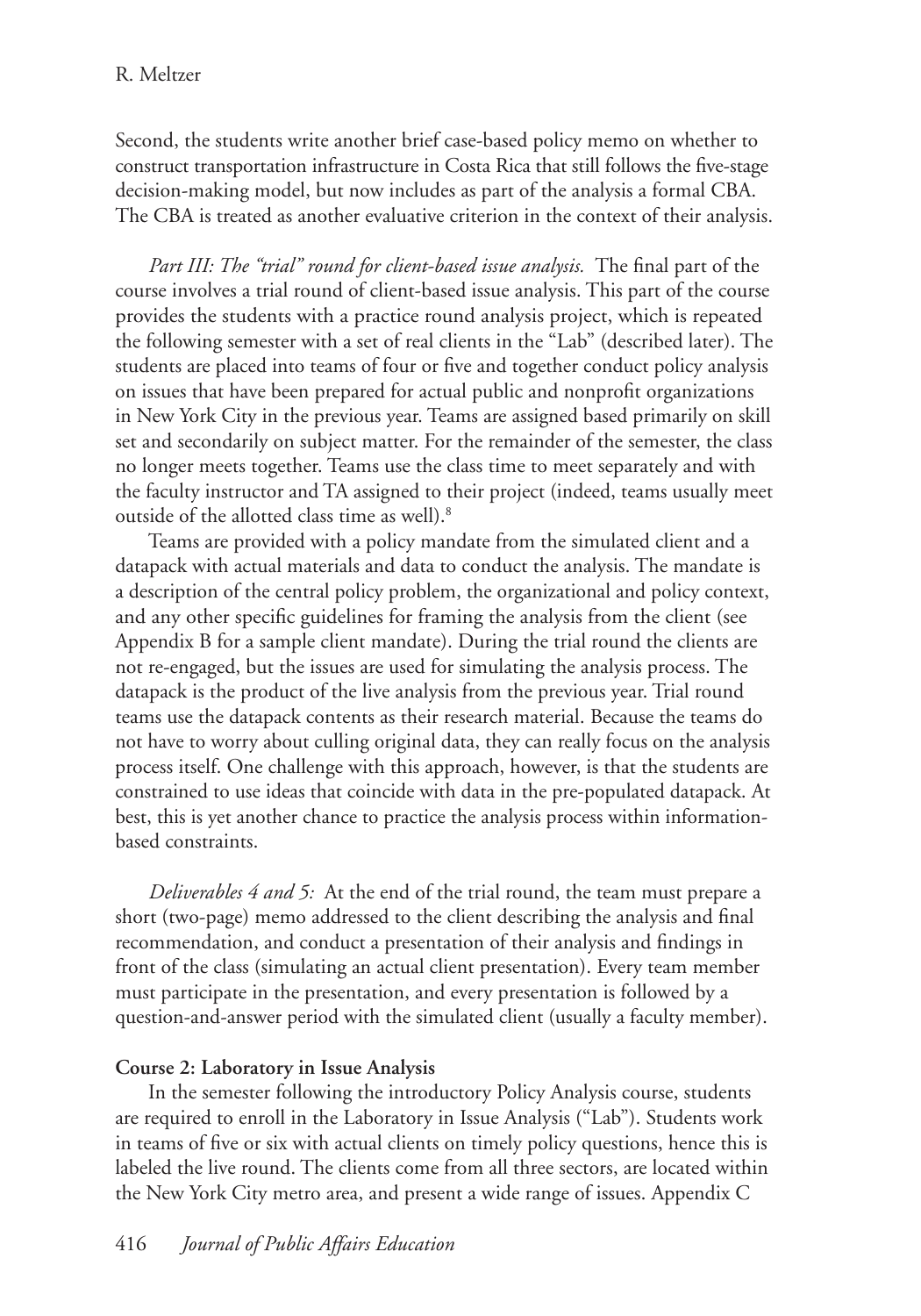Second, the students write another brief case-based policy memo on whether to construct transportation infrastructure in Costa Rica that still follows the five-stage decision-making model, but now includes as part of the analysis a formal CBA. The CBA is treated as another evaluative criterion in the context of their analysis.

*Part III: The "trial" round for client-based issue analysis.* The final part of the course involves a trial round of client-based issue analysis. This part of the course provides the students with a practice round analysis project, which is repeated the following semester with a set of real clients in the "Lab" (described later). The students are placed into teams of four or five and together conduct policy analysis on issues that have been prepared for actual public and nonprofit organizations in New York City in the previous year. Teams are assigned based primarily on skill set and secondarily on subject matter. For the remainder of the semester, the class no longer meets together. Teams use the class time to meet separately and with the faculty instructor and TA assigned to their project (indeed, teams usually meet outside of the allotted class time as well).[8]

Teams are provided with a policy mandate from the simulated client and a datapack with actual materials and data to conduct the analysis. The mandate is a description of the central policy problem, the organizational and policy context, and any other specific guidelines for framing the analysis from the client (see Appendix B for a sample client mandate). During the trial round the clients are not re-engaged, but the issues are used for simulating the analysis process. The datapack is the product of the live analysis from the previous year. Trial round teams use the datapack contents as their research material. Because the teams do not have to worry about culling original data, they can really focus on the analysis process itself. One challenge with this approach, however, is that the students are constrained to use ideas that coincide with data in the pre-populated datapack. At best, this is yet another chance to practice the analysis process within information-based constraints.

*Deliverables 4 and 5:* At the end of the trial round, the team must prepare a short (two-page) memo addressed to the client describing the analysis and final recommendation, and conduct a presentation of their analysis and findings in front of the class (simulating an actual client presentation). Every team member must participate in the presentation, and every presentation is followed by a question-and-answer period with the simulated client (usually a faculty member).

**Course 2: Laboratory in Issue Analysis**

In the semester following the introductory Policy Analysis course, students are required to enroll in the Laboratory in Issue Analysis ("Lab"). Students work in teams of five or six with actual clients on timely policy questions, hence this is labeled the live round. The clients come from all three sectors, are located within the New York City metro area, and present a wide range of issues. Appendix C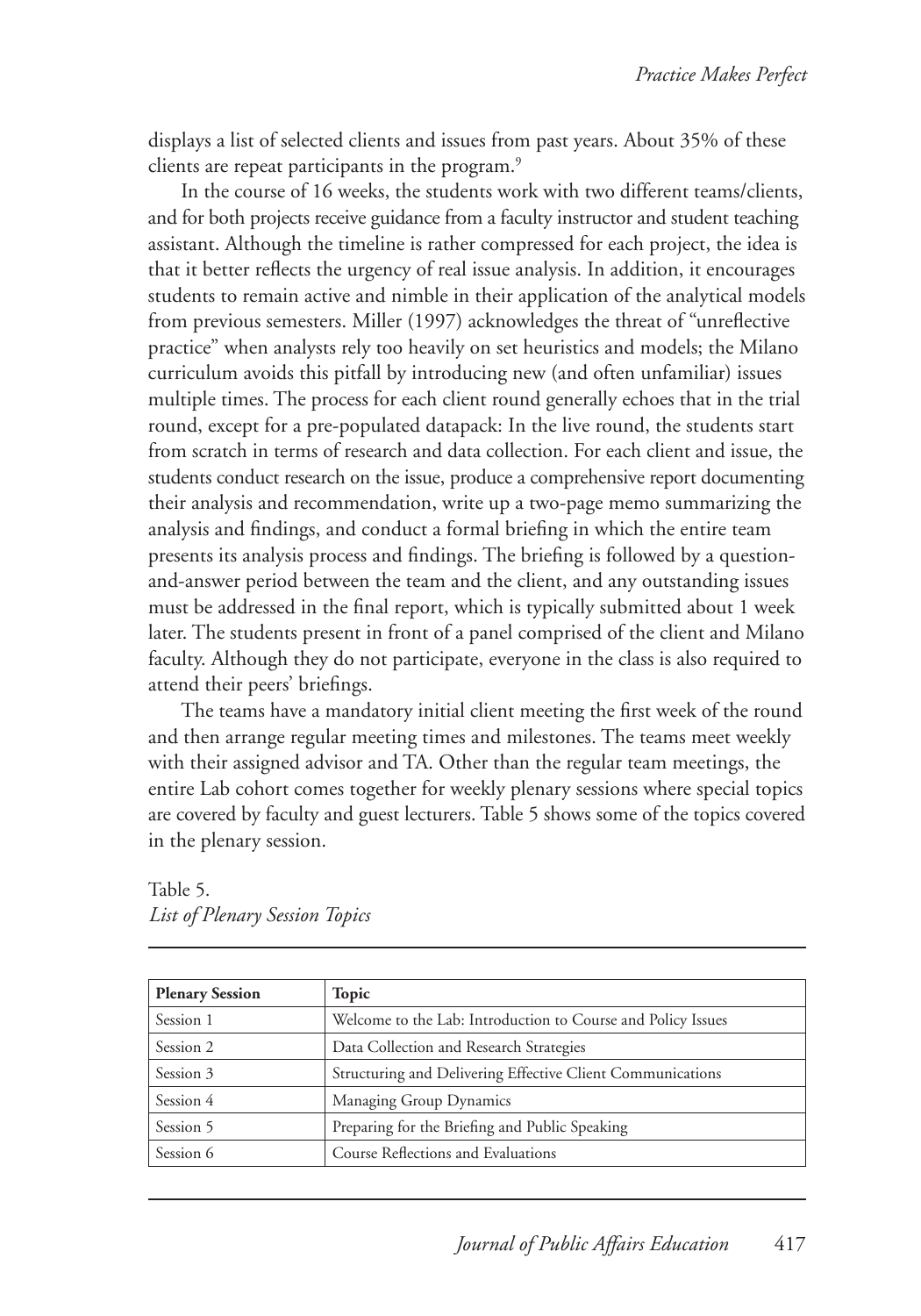displays a list of selected clients and issues from past years. About 35% of these clients are repeat participants in the program.[9]

In the course of 16 weeks, the students work with two different teams/clients, and for both projects receive guidance from a faculty instructor and student teaching assistant. Although the timeline is rather compressed for each project, the idea is that it better reflects the urgency of real issue analysis. In addition, it encourages students to remain active and nimble in their application of the analytical models from previous semesters. Miller (1997) acknowledges the threat of "unreflective practice" when analysts rely too heavily on set heuristics and models; the Milano curriculum avoids this pitfall by introducing new (and often unfamiliar) issues multiple times. The process for each client round generally echoes that in the trial round, except for a pre-populated datapack: In the live round, the students start from scratch in terms of research and data collection. For each client and issue, the students conduct research on the issue, produce a comprehensive report documenting their analysis and recommendation, write up a two-page memo summarizing the analysis and findings, and conduct a formal briefing in which the entire team presents its analysis process and findings. The briefing is followed by a question-and-answer period between the team and the client, and any outstanding issues must be addressed in the final report, which is typically submitted about 1 week later. The students present in front of a panel comprised of the client and Milano faculty. Although they do not participate, everyone in the class is also required to attend their peers' briefings.

The teams have a mandatory initial client meeting the first week of the round and then arrange regular meeting times and milestones. The teams meet weekly with their assigned advisor and TA. Other than the regular team meetings, the entire Lab cohort comes together for weekly plenary sessions where special topics are covered by faculty and guest lecturers. Table 5 shows some of the topics covered in the plenary session.

Table 5.
*List of Plenary Session Topics*

| **Plenary Session** | **Topic** |
|---|---|
| Session 1 | Welcome to the Lab: Introduction to Course and Policy Issues |
| Session 2 | Data Collection and Research Strategies |
| Session 3 | Structuring and Delivering Effective Client Communications |
| Session 4 | Managing Group Dynamics |
| Session 5 | Preparing for the Briefing and Public Speaking |
| Session 6 | Course Reflections and Evaluations |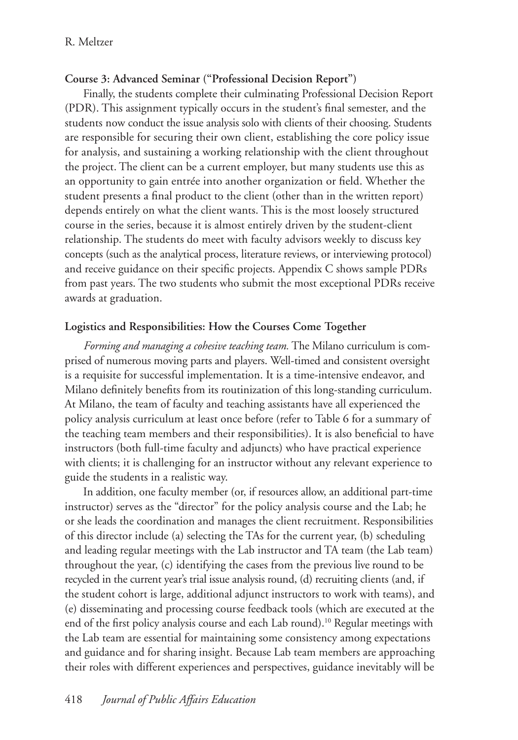**Course 3: Advanced Seminar ("Professional Decision Report")**

Finally, the students complete their culminating Professional Decision Report (PDR). This assignment typically occurs in the student's final semester, and the students now conduct the issue analysis solo with clients of their choosing. Students are responsible for securing their own client, establishing the core policy issue for analysis, and sustaining a working relationship with the client throughout the project. The client can be a current employer, but many students use this as an opportunity to gain entrée into another organization or field. Whether the student presents a final product to the client (other than in the written report) depends entirely on what the client wants. This is the most loosely structured course in the series, because it is almost entirely driven by the student-client relationship. The students do meet with faculty advisors weekly to discuss key concepts (such as the analytical process, literature reviews, or interviewing protocol) and receive guidance on their specific projects. Appendix C shows sample PDRs from past years. The two students who submit the most exceptional PDRs receive awards at graduation.

**Logistics and Responsibilities: How the Courses Come Together**

*Forming and managing a cohesive teaching team.* The Milano curriculum is comprised of numerous moving parts and players. Well-timed and consistent oversight is a requisite for successful implementation. It is a time-intensive endeavor, and Milano definitely benefits from its routinization of this long-standing curriculum. At Milano, the team of faculty and teaching assistants have all experienced the policy analysis curriculum at least once before (refer to Table 6 for a summary of the teaching team members and their responsibilities). It is also beneficial to have instructors (both full-time faculty and adjuncts) who have practical experience with clients; it is challenging for an instructor without any relevant experience to guide the students in a realistic way.

In addition, one faculty member (or, if resources allow, an additional part-time instructor) serves as the "director" for the policy analysis course and the Lab; he or she leads the coordination and manages the client recruitment. Responsibilities of this director include (a) selecting the TAs for the current year, (b) scheduling and leading regular meetings with the Lab instructor and TA team (the Lab team) throughout the year, (c) identifying the cases from the previous live round to be recycled in the current year's trial issue analysis round, (d) recruiting clients (and, if the student cohort is large, additional adjunct instructors to work with teams), and (e) disseminating and processing course feedback tools (which are executed at the end of the first policy analysis course and each Lab round).[10] Regular meetings with the Lab team are essential for maintaining some consistency among expectations and guidance and for sharing insight. Because Lab team members are approaching their roles with different experiences and perspectives, guidance inevitably will be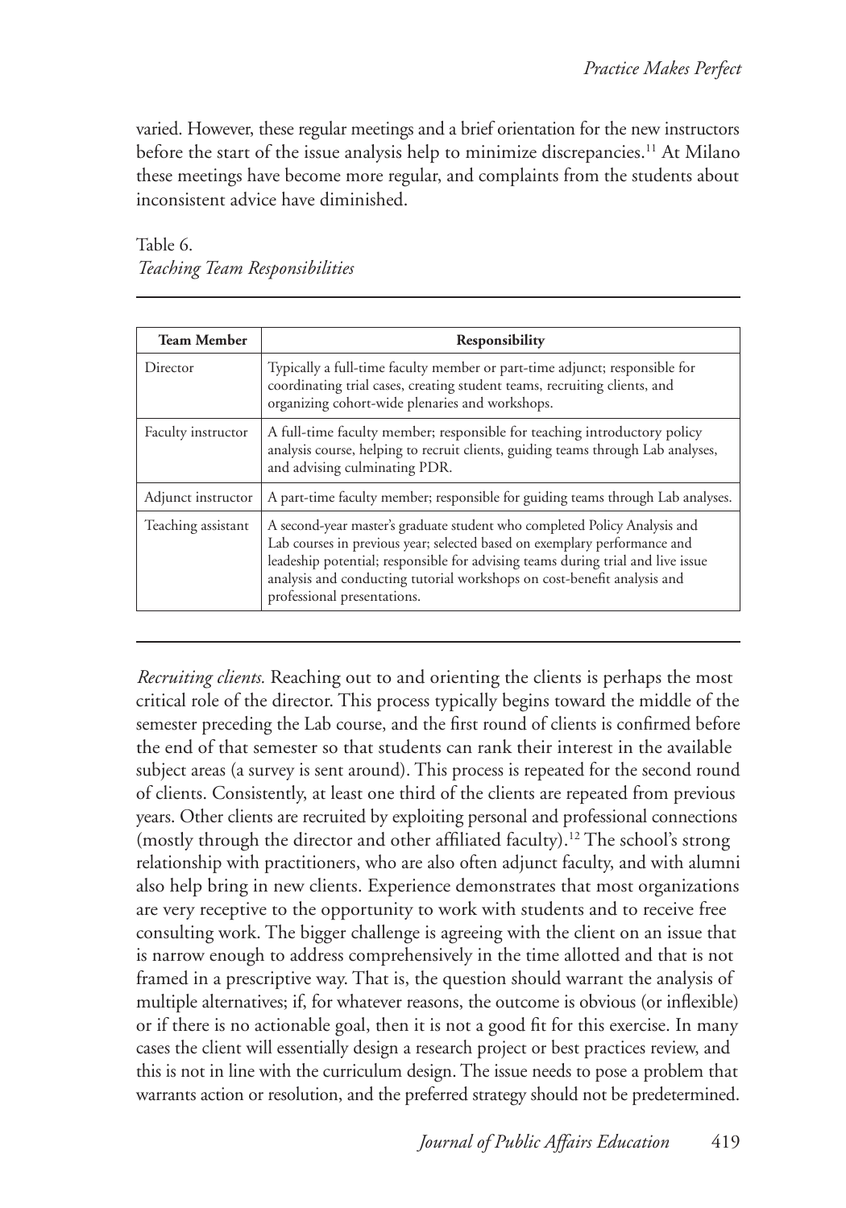varied. However, these regular meetings and a brief orientation for the new instructors before the start of the issue analysis help to minimize discrepancies.[11] At Milano these meetings have become more regular, and complaints from the students about inconsistent advice have diminished.

Table 6.
*Teaching Team Responsibilities*

| Team Member | Responsibility |
|---|---|
| Director | Typically a full-time faculty member or part-time adjunct; responsible for coordinating trial cases, creating student teams, recruiting clients, and organizing cohort-wide plenaries and workshops. |
| Faculty instructor | A full-time faculty member; responsible for teaching introductory policy analysis course, helping to recruit clients, guiding teams through Lab analyses, and advising culminating PDR. |
| Adjunct instructor | A part-time faculty member; responsible for guiding teams through Lab analyses. |
| Teaching assistant | A second-year master's graduate student who completed Policy Analysis and Lab courses in previous year; selected based on exemplary performance and leadeship potential; responsible for advising teams during trial and live issue analysis and conducting tutorial workshops on cost-benefit analysis and professional presentations. |

*Recruiting clients.* Reaching out to and orienting the clients is perhaps the most critical role of the director. This process typically begins toward the middle of the semester preceding the Lab course, and the first round of clients is confirmed before the end of that semester so that students can rank their interest in the available subject areas (a survey is sent around). This process is repeated for the second round of clients. Consistently, at least one third of the clients are repeated from previous years. Other clients are recruited by exploiting personal and professional connections (mostly through the director and other affiliated faculty).[12] The school's strong relationship with practitioners, who are also often adjunct faculty, and with alumni also help bring in new clients. Experience demonstrates that most organizations are very receptive to the opportunity to work with students and to receive free consulting work. The bigger challenge is agreeing with the client on an issue that is narrow enough to address comprehensively in the time allotted and that is not framed in a prescriptive way. That is, the question should warrant the analysis of multiple alternatives; if, for whatever reasons, the outcome is obvious (or inflexible) or if there is no actionable goal, then it is not a good fit for this exercise. In many cases the client will essentially design a research project or best practices review, and this is not in line with the curriculum design. The issue needs to pose a problem that warrants action or resolution, and the preferred strategy should not be predetermined.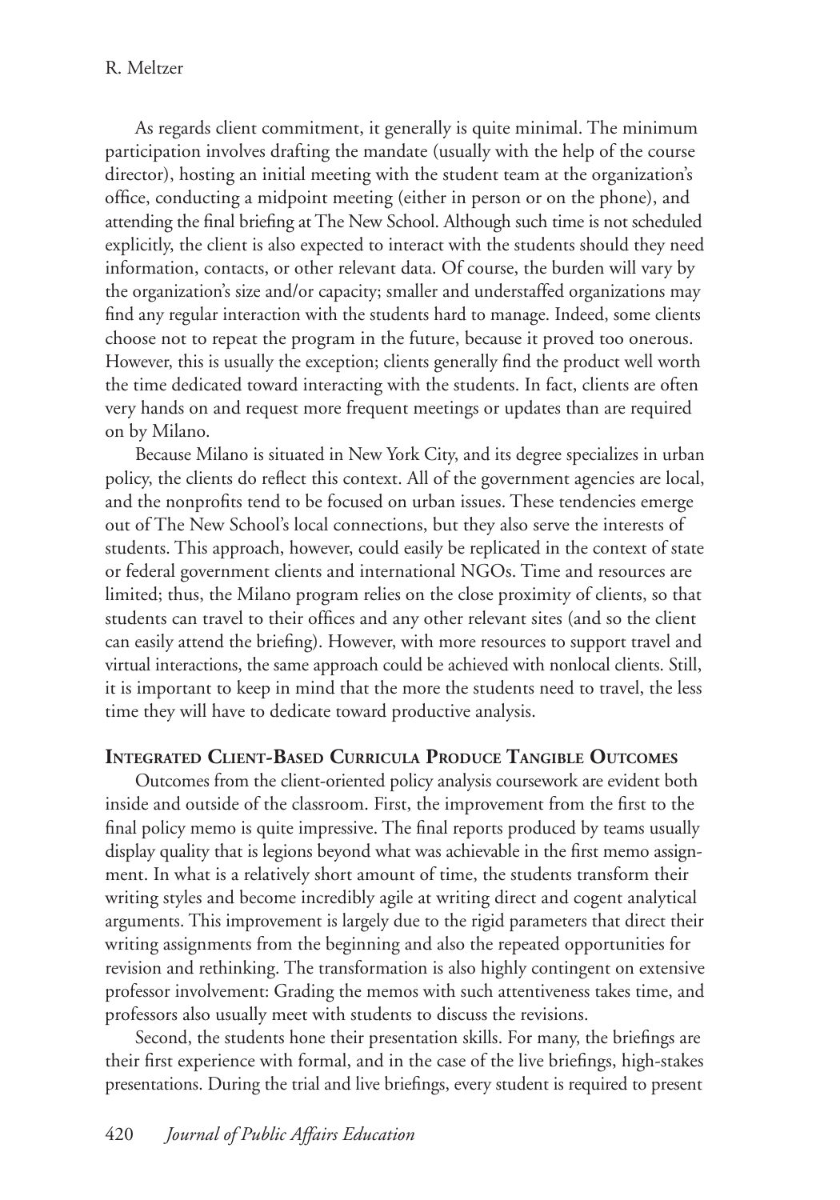As regards client commitment, it generally is quite minimal. The minimum participation involves drafting the mandate (usually with the help of the course director), hosting an initial meeting with the student team at the organization's office, conducting a midpoint meeting (either in person or on the phone), and attending the final briefing at The New School. Although such time is not scheduled explicitly, the client is also expected to interact with the students should they need information, contacts, or other relevant data. Of course, the burden will vary by the organization's size and/or capacity; smaller and understaffed organizations may find any regular interaction with the students hard to manage. Indeed, some clients choose not to repeat the program in the future, because it proved too onerous. However, this is usually the exception; clients generally find the product well worth the time dedicated toward interacting with the students. In fact, clients are often very hands on and request more frequent meetings or updates than are required on by Milano.

Because Milano is situated in New York City, and its degree specializes in urban policy, the clients do reflect this context. All of the government agencies are local, and the nonprofits tend to be focused on urban issues. These tendencies emerge out of The New School's local connections, but they also serve the interests of students. This approach, however, could easily be replicated in the context of state or federal government clients and international NGOs. Time and resources are limited; thus, the Milano program relies on the close proximity of clients, so that students can travel to their offices and any other relevant sites (and so the client can easily attend the briefing). However, with more resources to support travel and virtual interactions, the same approach could be achieved with nonlocal clients. Still, it is important to keep in mind that the more the students need to travel, the less time they will have to dedicate toward productive analysis.

## Integrated Client-Based Curricula Produce Tangible Outcomes

Outcomes from the client-oriented policy analysis coursework are evident both inside and outside of the classroom. First, the improvement from the first to the final policy memo is quite impressive. The final reports produced by teams usually display quality that is legions beyond what was achievable in the first memo assignment. In what is a relatively short amount of time, the students transform their writing styles and become incredibly agile at writing direct and cogent analytical arguments. This improvement is largely due to the rigid parameters that direct their writing assignments from the beginning and also the repeated opportunities for revision and rethinking. The transformation is also highly contingent on extensive professor involvement: Grading the memos with such attentiveness takes time, and professors also usually meet with students to discuss the revisions.

Second, the students hone their presentation skills. For many, the briefings are their first experience with formal, and in the case of the live briefings, high-stakes presentations. During the trial and live briefings, every student is required to present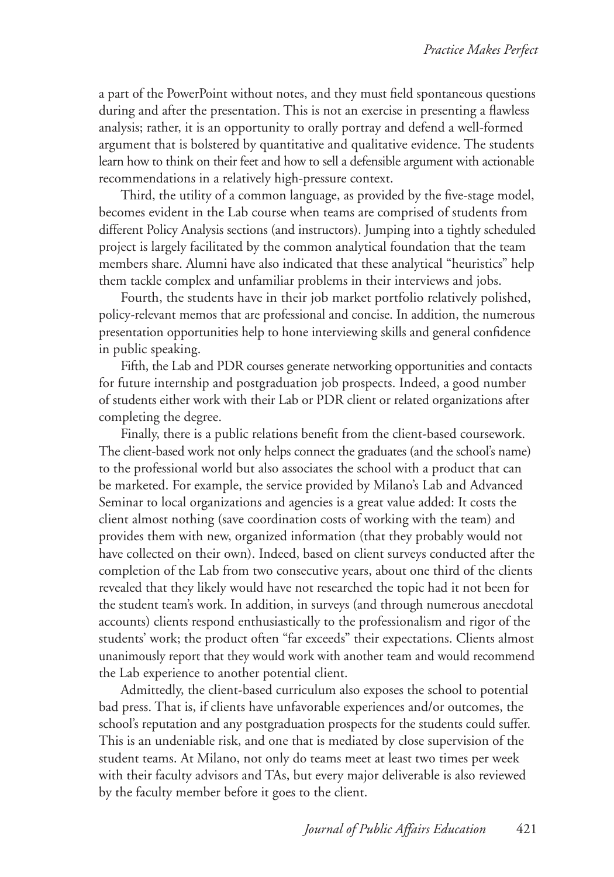a part of the PowerPoint without notes, and they must field spontaneous questions during and after the presentation. This is not an exercise in presenting a flawless analysis; rather, it is an opportunity to orally portray and defend a well-formed argument that is bolstered by quantitative and qualitative evidence. The students learn how to think on their feet and how to sell a defensible argument with actionable recommendations in a relatively high-pressure context.

Third, the utility of a common language, as provided by the five-stage model, becomes evident in the Lab course when teams are comprised of students from different Policy Analysis sections (and instructors). Jumping into a tightly scheduled project is largely facilitated by the common analytical foundation that the team members share. Alumni have also indicated that these analytical "heuristics" help them tackle complex and unfamiliar problems in their interviews and jobs.

Fourth, the students have in their job market portfolio relatively polished, policy-relevant memos that are professional and concise. In addition, the numerous presentation opportunities help to hone interviewing skills and general confidence in public speaking.

Fifth, the Lab and PDR courses generate networking opportunities and contacts for future internship and postgraduation job prospects. Indeed, a good number of students either work with their Lab or PDR client or related organizations after completing the degree.

Finally, there is a public relations benefit from the client-based coursework. The client-based work not only helps connect the graduates (and the school's name) to the professional world but also associates the school with a product that can be marketed. For example, the service provided by Milano's Lab and Advanced Seminar to local organizations and agencies is a great value added: It costs the client almost nothing (save coordination costs of working with the team) and provides them with new, organized information (that they probably would not have collected on their own). Indeed, based on client surveys conducted after the completion of the Lab from two consecutive years, about one third of the clients revealed that they likely would have not researched the topic had it not been for the student team's work. In addition, in surveys (and through numerous anecdotal accounts) clients respond enthusiastically to the professionalism and rigor of the students' work; the product often "far exceeds" their expectations. Clients almost unanimously report that they would work with another team and would recommend the Lab experience to another potential client.

Admittedly, the client-based curriculum also exposes the school to potential bad press. That is, if clients have unfavorable experiences and/or outcomes, the school's reputation and any postgraduation prospects for the students could suffer. This is an undeniable risk, and one that is mediated by close supervision of the student teams. At Milano, not only do teams meet at least two times per week with their faculty advisors and TAs, but every major deliverable is also reviewed by the faculty member before it goes to the client.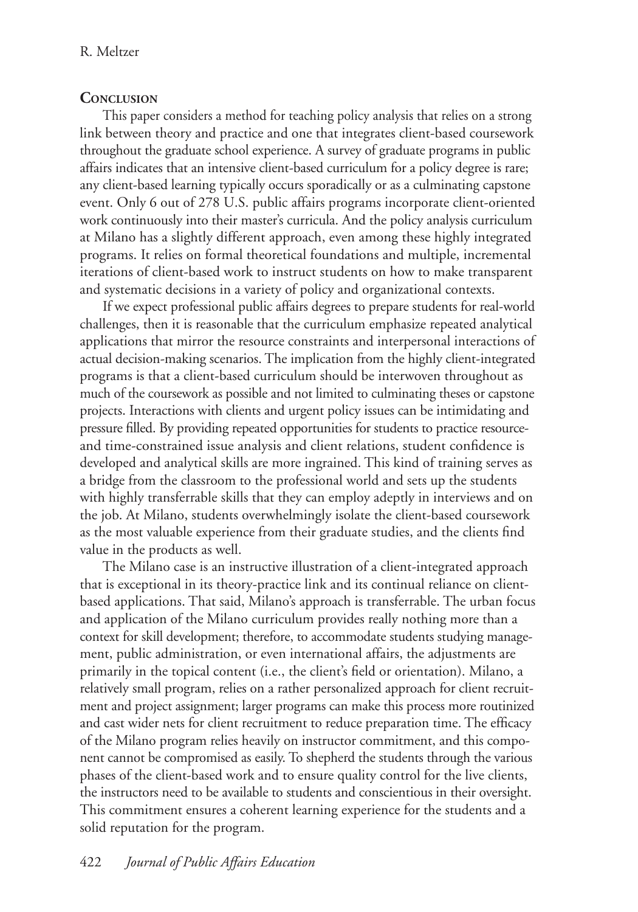## Conclusion

This paper considers a method for teaching policy analysis that relies on a strong link between theory and practice and one that integrates client-based coursework throughout the graduate school experience. A survey of graduate programs in public affairs indicates that an intensive client-based curriculum for a policy degree is rare; any client-based learning typically occurs sporadically or as a culminating capstone event. Only 6 out of 278 U.S. public affairs programs incorporate client-oriented work continuously into their master's curricula. And the policy analysis curriculum at Milano has a slightly different approach, even among these highly integrated programs. It relies on formal theoretical foundations and multiple, incremental iterations of client-based work to instruct students on how to make transparent and systematic decisions in a variety of policy and organizational contexts.

If we expect professional public affairs degrees to prepare students for real-world challenges, then it is reasonable that the curriculum emphasize repeated analytical applications that mirror the resource constraints and interpersonal interactions of actual decision-making scenarios. The implication from the highly client-integrated programs is that a client-based curriculum should be interwoven throughout as much of the coursework as possible and not limited to culminating theses or capstone projects. Interactions with clients and urgent policy issues can be intimidating and pressure filled. By providing repeated opportunities for students to practice resource- and time-constrained issue analysis and client relations, student confidence is developed and analytical skills are more ingrained. This kind of training serves as a bridge from the classroom to the professional world and sets up the students with highly transferrable skills that they can employ adeptly in interviews and on the job. At Milano, students overwhelmingly isolate the client-based coursework as the most valuable experience from their graduate studies, and the clients find value in the products as well.

The Milano case is an instructive illustration of a client-integrated approach that is exceptional in its theory-practice link and its continual reliance on client-based applications. That said, Milano's approach is transferrable. The urban focus and application of the Milano curriculum provides really nothing more than a context for skill development; therefore, to accommodate students studying management, public administration, or even international affairs, the adjustments are primarily in the topical content (i.e., the client's field or orientation). Milano, a relatively small program, relies on a rather personalized approach for client recruitment and project assignment; larger programs can make this process more routinized and cast wider nets for client recruitment to reduce preparation time. The efficacy of the Milano program relies heavily on instructor commitment, and this component cannot be compromised as easily. To shepherd the students through the various phases of the client-based work and to ensure quality control for the live clients, the instructors need to be available to students and conscientious in their oversight. This commitment ensures a coherent learning experience for the students and a solid reputation for the program.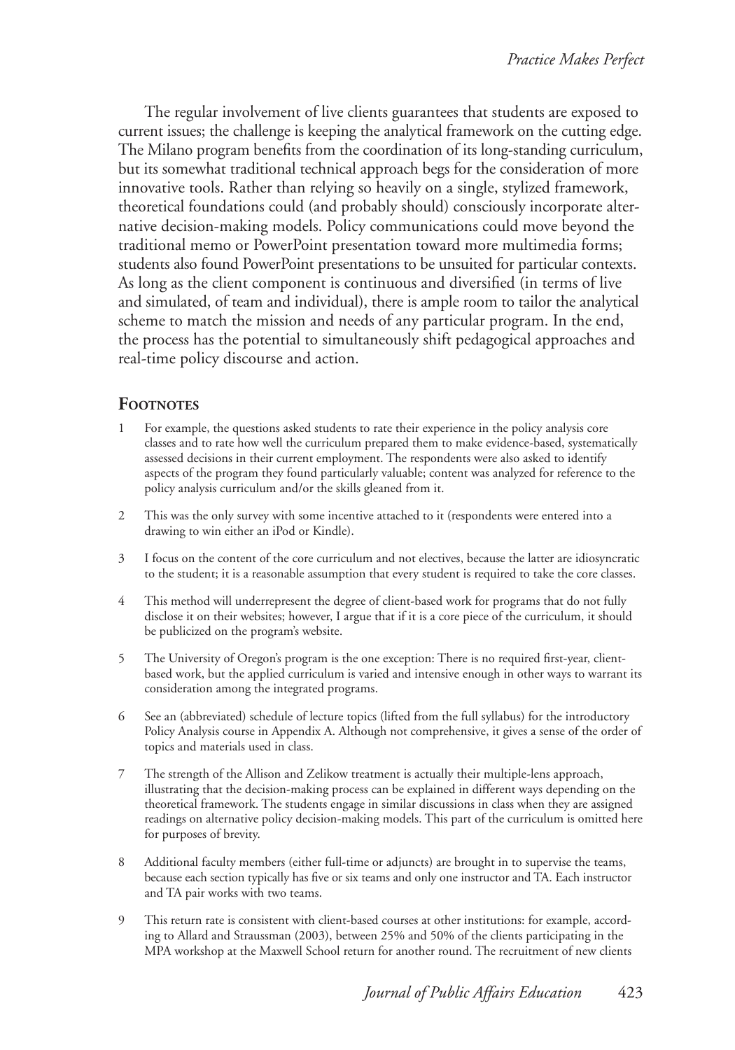The regular involvement of live clients guarantees that students are exposed to current issues; the challenge is keeping the analytical framework on the cutting edge. The Milano program benefits from the coordination of its long-standing curriculum, but its somewhat traditional technical approach begs for the consideration of more innovative tools. Rather than relying so heavily on a single, stylized framework, theoretical foundations could (and probably should) consciously incorporate alternative decision-making models. Policy communications could move beyond the traditional memo or PowerPoint presentation toward more multimedia forms; students also found PowerPoint presentations to be unsuited for particular contexts. As long as the client component is continuous and diversified (in terms of live and simulated, of team and individual), there is ample room to tailor the analytical scheme to match the mission and needs of any particular program. In the end, the process has the potential to simultaneously shift pedagogical approaches and real-time policy discourse and action.

## Footnotes

1. For example, the questions asked students to rate their experience in the policy analysis core classes and to rate how well the curriculum prepared them to make evidence-based, systematically assessed decisions in their current employment. The respondents were also asked to identify aspects of the program they found particularly valuable; content was analyzed for reference to the policy analysis curriculum and/or the skills gleaned from it.

2. This was the only survey with some incentive attached to it (respondents were entered into a drawing to win either an iPod or Kindle).

3. I focus on the content of the core curriculum and not electives, because the latter are idiosyncratic to the student; it is a reasonable assumption that every student is required to take the core classes.

4. This method will underrepresent the degree of client-based work for programs that do not fully disclose it on their websites; however, I argue that if it is a core piece of the curriculum, it should be publicized on the program's website.

5. The University of Oregon's program is the one exception: There is no required first-year, client-based work, but the applied curriculum is varied and intensive enough in other ways to warrant its consideration among the integrated programs.

6. See an (abbreviated) schedule of lecture topics (lifted from the full syllabus) for the introductory Policy Analysis course in Appendix A. Although not comprehensive, it gives a sense of the order of topics and materials used in class.

7. The strength of the Allison and Zelikow treatment is actually their multiple-lens approach, illustrating that the decision-making process can be explained in different ways depending on the theoretical framework. The students engage in similar discussions in class when they are assigned readings on alternative policy decision-making models. This part of the curriculum is omitted here for purposes of brevity.

8. Additional faculty members (either full-time or adjuncts) are brought in to supervise the teams, because each section typically has five or six teams and only one instructor and TA. Each instructor and TA pair works with two teams.

9. This return rate is consistent with client-based courses at other institutions: for example, according to Allard and Straussman (2003), between 25% and 50% of the clients participating in the MPA workshop at the Maxwell School return for another round. The recruitment of new clients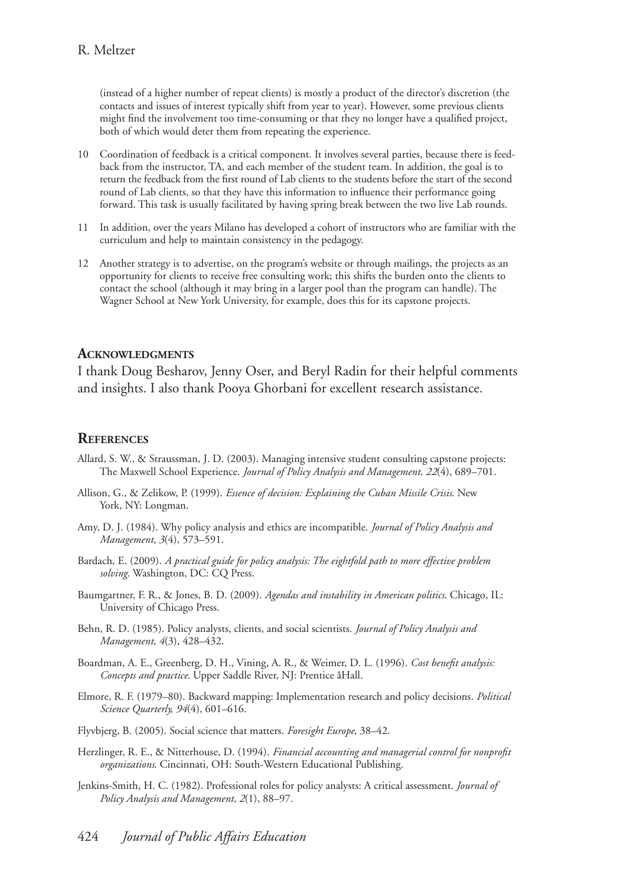(instead of a higher number of repeat clients) is mostly a product of the director's discretion (the contacts and issues of interest typically shift from year to year). However, some previous clients might find the involvement too time-consuming or that they no longer have a qualified project, both of which would deter them from repeating the experience.

10 Coordination of feedback is a critical component. It involves several parties, because there is feedback from the instructor, TA, and each member of the student team. In addition, the goal is to return the feedback from the first round of Lab clients to the students before the start of the second round of Lab clients, so that they have this information to influence their performance going forward. This task is usually facilitated by having spring break between the two live Lab rounds.

11 In addition, over the years Milano has developed a cohort of instructors who are familiar with the curriculum and help to maintain consistency in the pedagogy.

12 Another strategy is to advertise, on the program's website or through mailings, the projects as an opportunity for clients to receive free consulting work; this shifts the burden onto the clients to contact the school (although it may bring in a larger pool than the program can handle). The Wagner School at New York University, for example, does this for its capstone projects.

## Acknowledgments

I thank Doug Besharov, Jenny Oser, and Beryl Radin for their helpful comments and insights. I also thank Pooya Ghorbani for excellent research assistance.

## References

Allard, S. W., & Straussman, J. D. (2003). Managing intensive student consulting capstone projects: The Maxwell School Experience. *Journal of Policy Analysis and Management, 22*(4), 689–701.

Allison, G., & Zelikow, P. (1999). *Essence of decision: Explaining the Cuban Missile Crisis*. New York, NY: Longman.

Amy, D. J. (1984). Why policy analysis and ethics are incompatible. *Journal of Policy Analysis and Management, 3*(4), 573–591.

Bardach, E. (2009). *A practical guide for policy analysis: The eightfold path to more effective problem solving*. Washington, DC: CQ Press.

Baumgartner, F. R., & Jones, B. D. (2009). *Agendas and instability in American politics*. Chicago, IL: University of Chicago Press.

Behn, R. D. (1985). Policy analysts, clients, and social scientists. *Journal of Policy Analysis and Management, 4*(3), 428–432.

Boardman, A. E., Greenberg, D. H., Vining, A. R., & Weimer, D. L. (1996). *Cost benefit analysis: Concepts and practice*. Upper Saddle River, NJ: Prentice åHall.

Elmore, R. F. (1979–80). Backward mapping: Implementation research and policy decisions. *Political Science Quarterly, 94*(4), 601–616.

Flyvbjerg, B. (2005). Social science that matters. *Foresight Europe*, 38–42.

Herzlinger, R. E., & Nitterhouse, D. (1994). *Financial accounting and managerial control for nonprofit organizations*. Cincinnati, OH: South-Western Educational Publishing.

Jenkins-Smith, H. C. (1982). Professional roles for policy analysts: A critical assessment. *Journal of Policy Analysis and Management, 2*(1), 88–97.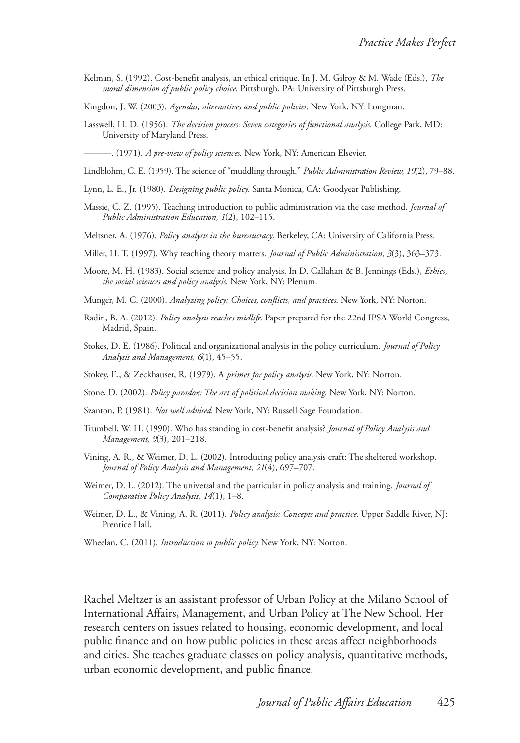Kelman, S. (1992). Cost-benefit analysis, an ethical critique. In J. M. Gilroy & M. Wade (Eds.), *The moral dimension of public policy choice*. Pittsburgh, PA: University of Pittsburgh Press.

Kingdon, J. W. (2003). *Agendas, alternatives and public policies*. New York, NY: Longman.

Lasswell, H. D. (1956). *The decision process: Seven categories of functional analysis*. College Park, MD: University of Maryland Press.

———. (1971). *A pre-view of policy sciences*. New York, NY: American Elsevier.

Lindblohm, C. E. (1959). The science of "muddling through." *Public Administration Review, 19*(2), 79–88.

Lynn, L. E., Jr. (1980). *Designing public policy*. Santa Monica, CA: Goodyear Publishing.

Massie, C. Z. (1995). Teaching introduction to public administration via the case method. *Journal of Public Administration Education, 1*(2), 102–115.

Meltsner, A. (1976). *Policy analysts in the bureaucracy*. Berkeley, CA: University of California Press.

Miller, H. T. (1997). Why teaching theory matters. *Journal of Public Administration, 3*(3), 363–373.

Moore, M. H. (1983). Social science and policy analysis. In D. Callahan & B. Jennings (Eds.), *Ethics, the social sciences and policy analysis*. New York, NY: Plenum.

Munger, M. C. (2000). *Analyzing policy: Choices, conflicts, and practices*. New York, NY: Norton.

Radin, B. A. (2012). *Policy analysis reaches midlife*. Paper prepared for the 22nd IPSA World Congress, Madrid, Spain.

Stokes, D. E. (1986). Political and organizational analysis in the policy curriculum. *Journal of Policy Analysis and Management, 6*(1), 45–55.

Stokey, E., & Zeckhauser, R. (1979). A *primer for policy analysis*. New York, NY: Norton.

Stone, D. (2002). *Policy paradox: The art of political decision making*. New York, NY: Norton.

Szanton, P. (1981). *Not well advised*. New York, NY: Russell Sage Foundation.

Trumbell, W. H. (1990). Who has standing in cost-benefit analysis? *Journal of Policy Analysis and Management, 9*(3), 201–218.

Vining, A. R., & Weimer, D. L. (2002). Introducing policy analysis craft: The sheltered workshop. *Journal of Policy Analysis and Management, 21*(4), 697–707.

Weimer, D. L. (2012). The universal and the particular in policy analysis and training. *Journal of Comparative Policy Analysis, 14*(1), 1–8.

Weimer, D. L., & Vining, A. R. (2011). *Policy analysis: Concepts and practice*. Upper Saddle River, NJ: Prentice Hall.

Wheelan, C. (2011). *Introduction to public policy.* New York, NY: Norton.

Rachel Meltzer is an assistant professor of Urban Policy at the Milano School of International Affairs, Management, and Urban Policy at The New School. Her research centers on issues related to housing, economic development, and local public finance and on how public policies in these areas affect neighborhoods and cities. She teaches graduate classes on policy analysis, quantitative methods, urban economic development, and public finance.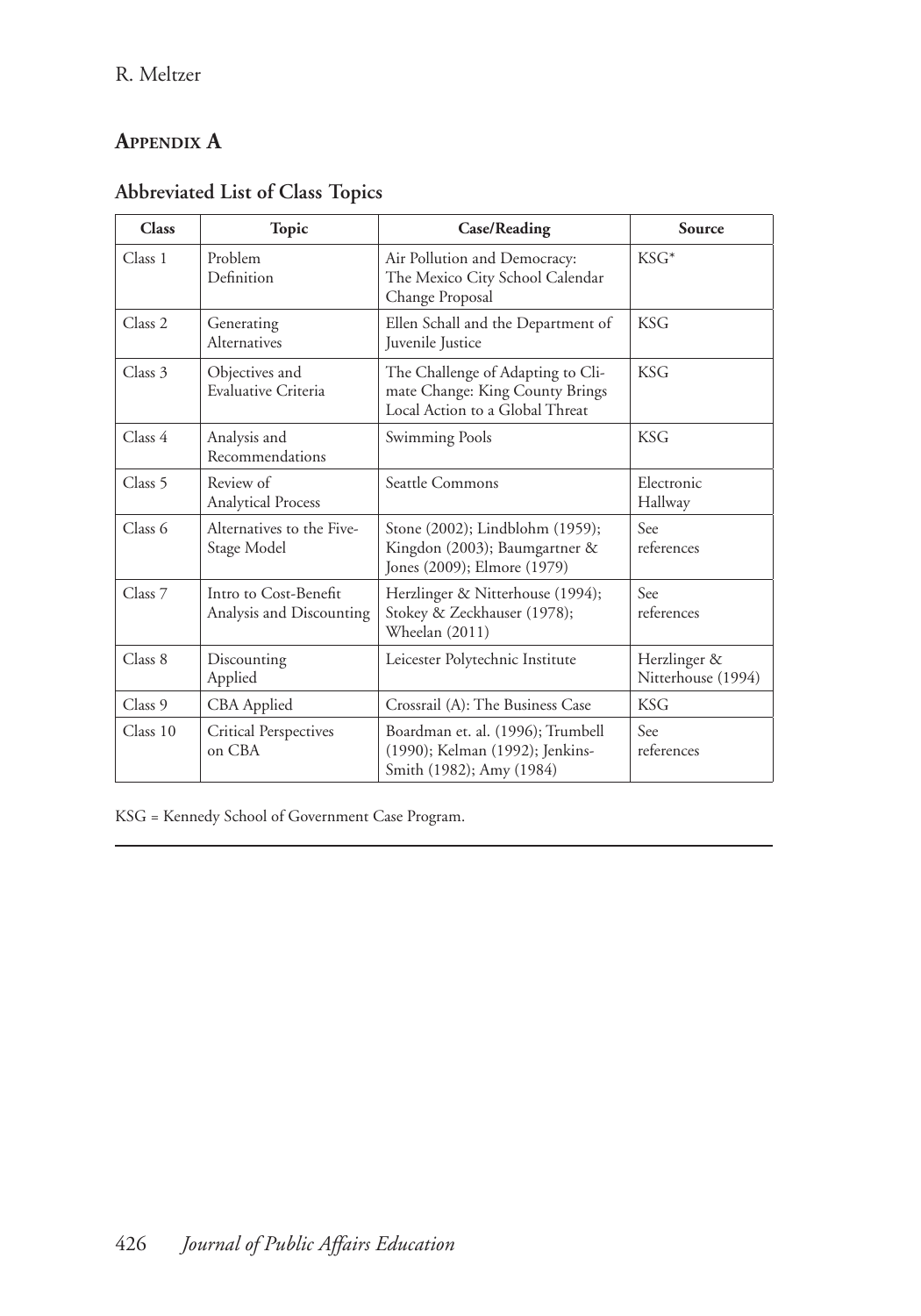## Appendix A

### Abbreviated List of Class Topics

| Class | Topic | Case/Reading | Source |
|---|---|---|---|
| Class 1 | Problem Definition | Air Pollution and Democracy: The Mexico City School Calendar Change Proposal | KSG* |
| Class 2 | Generating Alternatives | Ellen Schall and the Department of Juvenile Justice | KSG |
| Class 3 | Objectives and Evaluative Criteria | The Challenge of Adapting to Climate Change: King County Brings Local Action to a Global Threat | KSG |
| Class 4 | Analysis and Recommendations | Swimming Pools | KSG |
| Class 5 | Review of Analytical Process | Seattle Commons | Electronic Hallway |
| Class 6 | Alternatives to the Five-Stage Model | Stone (2002); Lindblohm (1959); Kingdon (2003); Baumgartner & Jones (2009); Elmore (1979) | See references |
| Class 7 | Intro to Cost-Benefit Analysis and Discounting | Herzlinger & Nitterhouse (1994); Stokey & Zeckhauser (1978); Wheelan (2011) | See references |
| Class 8 | Discounting Applied | Leicester Polytechnic Institute | Herzlinger & Nitterhouse (1994) |
| Class 9 | CBA Applied | Crossrail (A): The Business Case | KSG |
| Class 10 | Critical Perspectives on CBA | Boardman et. al. (1996); Trumbell (1990); Kelman (1992); Jenkins-Smith (1982); Amy (1984) | See references |

KSG = Kennedy School of Government Case Program.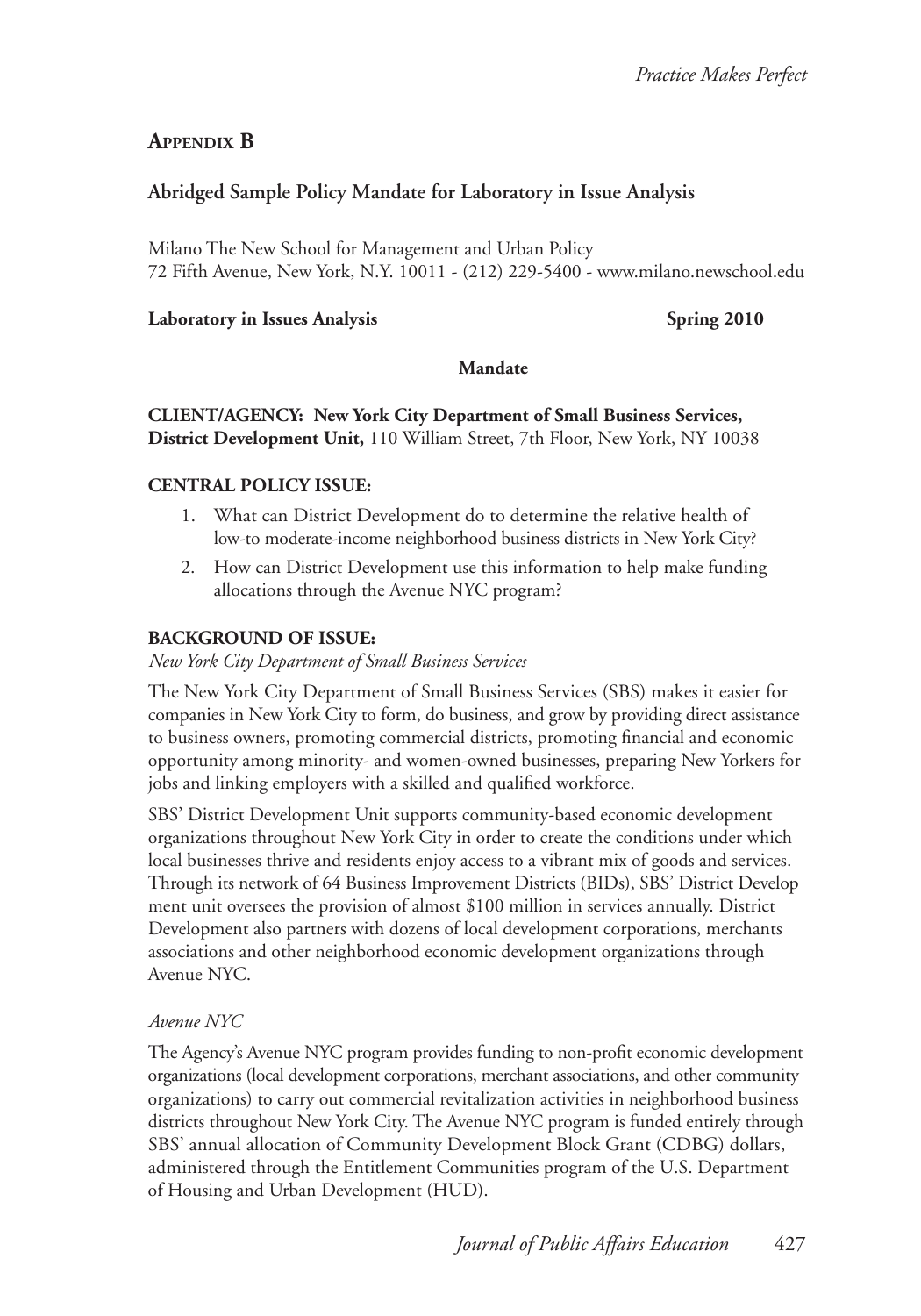## Appendix B

### Abridged Sample Policy Mandate for Laboratory in Issue Analysis

Milano The New School for Management and Urban Policy
72 Fifth Avenue, New York, N.Y. 10011 - (212) 229-5400 - www.milano.newschool.edu

**Laboratory in Issues Analysis** **Spring 2010**

**Mandate**

**CLIENT/AGENCY: New York City Department of Small Business Services, District Development Unit,** 110 William Street, 7th Floor, New York, NY 10038

**CENTRAL POLICY ISSUE:**

1. What can District Development do to determine the relative health of low-to moderate-income neighborhood business districts in New York City?
2. How can District Development use this information to help make funding allocations through the Avenue NYC program?

**BACKGROUND OF ISSUE:**

*New York City Department of Small Business Services*

The New York City Department of Small Business Services (SBS) makes it easier for companies in New York City to form, do business, and grow by providing direct assistance to business owners, promoting commercial districts, promoting financial and economic opportunity among minority- and women-owned businesses, preparing New Yorkers for jobs and linking employers with a skilled and qualified workforce.

SBS' District Development Unit supports community-based economic development organizations throughout New York City in order to create the conditions under which local businesses thrive and residents enjoy access to a vibrant mix of goods and services. Through its network of 64 Business Improvement Districts (BIDs), SBS' District Develop ment unit oversees the provision of almost $100 million in services annually. District Development also partners with dozens of local development corporations, merchants associations and other neighborhood economic development organizations through Avenue NYC.

*Avenue NYC*

The Agency's Avenue NYC program provides funding to non-profit economic development organizations (local development corporations, merchant associations, and other community organizations) to carry out commercial revitalization activities in neighborhood business districts throughout New York City. The Avenue NYC program is funded entirely through SBS' annual allocation of Community Development Block Grant (CDBG) dollars, administered through the Entitlement Communities program of the U.S. Department of Housing and Urban Development (HUD).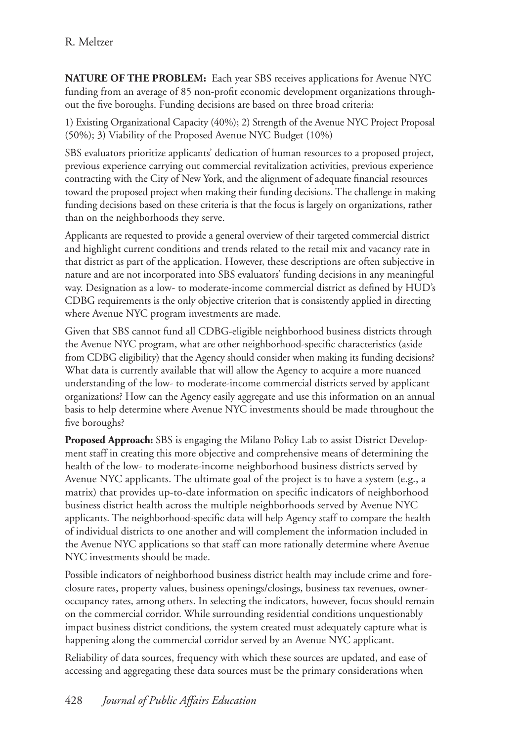**NATURE OF THE PROBLEM:** Each year SBS receives applications for Avenue NYC funding from an average of 85 non-profit economic development organizations throughout the five boroughs. Funding decisions are based on three broad criteria:

1) Existing Organizational Capacity (40%); 2) Strength of the Avenue NYC Project Proposal (50%); 3) Viability of the Proposed Avenue NYC Budget (10%)

SBS evaluators prioritize applicants' dedication of human resources to a proposed project, previous experience carrying out commercial revitalization activities, previous experience contracting with the City of New York, and the alignment of adequate financial resources toward the proposed project when making their funding decisions. The challenge in making funding decisions based on these criteria is that the focus is largely on organizations, rather than on the neighborhoods they serve.

Applicants are requested to provide a general overview of their targeted commercial district and highlight current conditions and trends related to the retail mix and vacancy rate in that district as part of the application. However, these descriptions are often subjective in nature and are not incorporated into SBS evaluators' funding decisions in any meaningful way. Designation as a low- to moderate-income commercial district as defined by HUD's CDBG requirements is the only objective criterion that is consistently applied in directing where Avenue NYC program investments are made.

Given that SBS cannot fund all CDBG-eligible neighborhood business districts through the Avenue NYC program, what are other neighborhood-specific characteristics (aside from CDBG eligibility) that the Agency should consider when making its funding decisions? What data is currently available that will allow the Agency to acquire a more nuanced understanding of the low- to moderate-income commercial districts served by applicant organizations? How can the Agency easily aggregate and use this information on an annual basis to help determine where Avenue NYC investments should be made throughout the five boroughs?

**Proposed Approach:** SBS is engaging the Milano Policy Lab to assist District Development staff in creating this more objective and comprehensive means of determining the health of the low- to moderate-income neighborhood business districts served by Avenue NYC applicants. The ultimate goal of the project is to have a system (e.g., a matrix) that provides up-to-date information on specific indicators of neighborhood business district health across the multiple neighborhoods served by Avenue NYC applicants. The neighborhood-specific data will help Agency staff to compare the health of individual districts to one another and will complement the information included in the Avenue NYC applications so that staff can more rationally determine where Avenue NYC investments should be made.

Possible indicators of neighborhood business district health may include crime and foreclosure rates, property values, business openings/closings, business tax revenues, owner-occupancy rates, among others. In selecting the indicators, however, focus should remain on the commercial corridor. While surrounding residential conditions unquestionably impact business district conditions, the system created must adequately capture what is happening along the commercial corridor served by an Avenue NYC applicant.

Reliability of data sources, frequency with which these sources are updated, and ease of accessing and aggregating these data sources must be the primary considerations when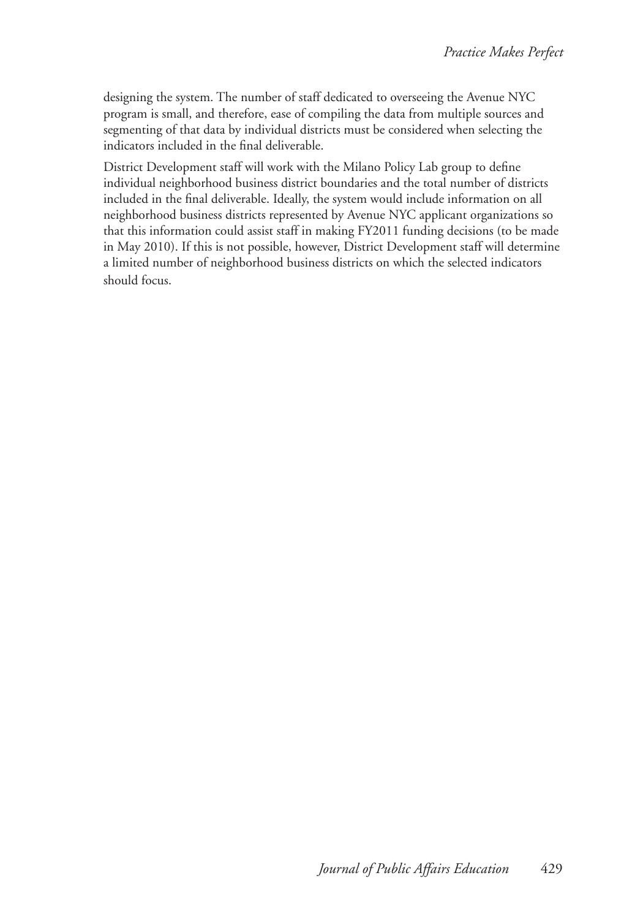designing the system. The number of staff dedicated to overseeing the Avenue NYC program is small, and therefore, ease of compiling the data from multiple sources and segmenting of that data by individual districts must be considered when selecting the indicators included in the final deliverable.

District Development staff will work with the Milano Policy Lab group to define individual neighborhood business district boundaries and the total number of districts included in the final deliverable. Ideally, the system would include information on all neighborhood business districts represented by Avenue NYC applicant organizations so that this information could assist staff in making FY2011 funding decisions (to be made in May 2010). If this is not possible, however, District Development staff will determine a limited number of neighborhood business districts on which the selected indicators should focus.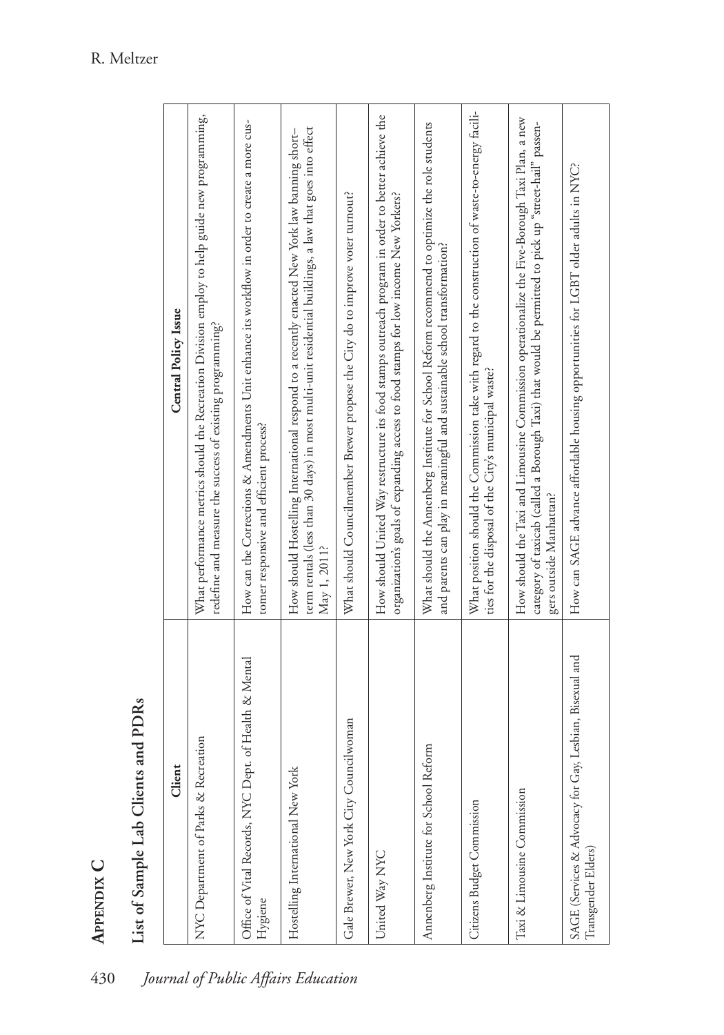# Appendix C

## List of Sample Lab Clients and PDRs

| Client | Central Policy Issue |
|---|---|
| NYC Department of Parks & Recreation | What performance metrics should the Recreation Division employ to help guide new programming, redefine and measure the success of existing programming? |
| Office of Vital Records, NYC Dept. of Health & Mental Hygiene | How can the Corrections & Amendments Unit enhance its workflow in order to create a more customer responsive and efficient process? |
| Hostelling International New York | How should Hostelling International respond to a recently enacted New York law banning short-term rentals (less than 30 days) in most multi-unit residential buildings, a law that goes into effect May 1, 2011? |
| Gale Brewer, New York City Councilwoman | What should Councilmember Brewer propose the City do to improve voter turnout? |
| United Way NYC | How should United Way restructure its food stamps outreach program in order to better achieve the organization's goals of expanding access to food stamps for low income New Yorkers? |
| Annenberg Institute for School Reform | What should the Annenberg Institute for School Reform recommend to optimize the role students and parents can play in meaningful and sustainable school transformation? |
| Citizens Budget Commission | What position should the Commission take with regard to the construction of waste-to-energy facilities for the disposal of the City's municipal waste? |
| Taxi & Limousine Commission | How should the Taxi and Limousine Commission operationalize the Five-Borough Taxi Plan, a new category of taxicab (called a Borough Taxi) that would be permitted to pick up "street-hail" passengers outside Manhattan? |
| SAGE (Services & Advocacy for Gay, Lesbian, Bisexual and Transgender Elders) | How can SAGE advance affordable housing opportunities for LGBT older adults in NYC? |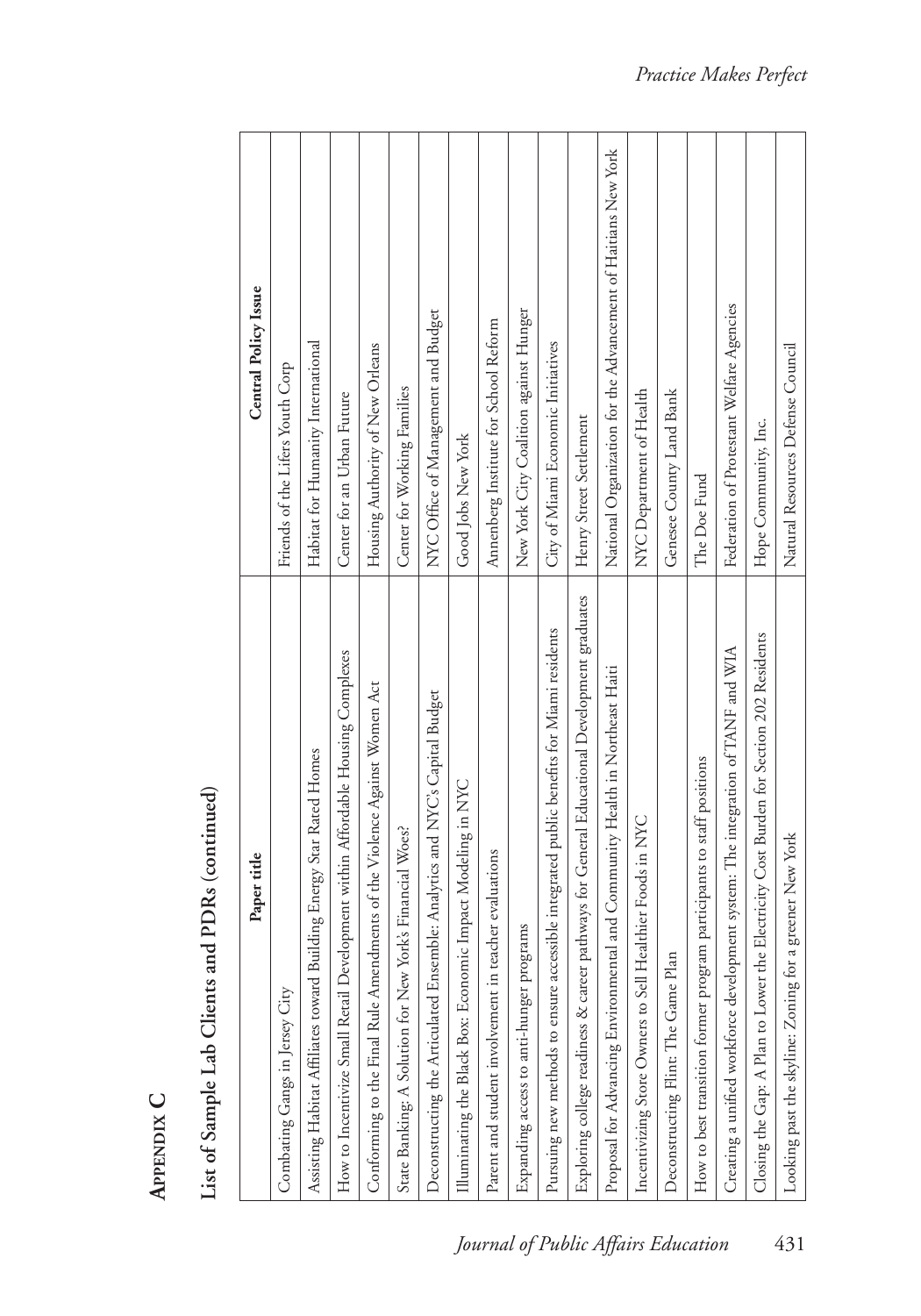## Appendix C

## List of Sample Lab Clients and PDRs (continued)

| Paper title | Central Policy Issue |
|---|---|
| Combating Gangs in Jersey City | Friends of the Lifers Youth Corp |
| Assisting Habitat Affiliates toward Building Energy Star Rated Homes | Habitat for Humanity International |
| How to Incentivize Small Retail Development within Affordable Housing Complexes | Center for an Urban Future |
| Conforming to the Final Rule Amendments of the Violence Against Women Act | Housing Authority of New Orleans |
| State Banking: A Solution for New York's Financial Woes? | Center for Working Families |
| Deconstructing the Articulated Ensemble: Analytics and NYC's Capital Budget | NYC Office of Management and Budget |
| Illuminating the Black Box: Economic Impact Modeling in NYC | Good Jobs New York |
| Parent and student involvement in teacher evaluations | Annenberg Institute for School Reform |
| Expanding access to anti-hunger programs | New York City Coalition against Hunger |
| Pursuing new methods to ensure accessible integrated public benefits for Miami residents | City of Miami Economic Initiatives |
| Exploring college readiness & career pathways for General Educational Development graduates | Henry Street Settlement |
| Proposal for Advancing Environmental and Community Health in Northeast Haiti | National Organization for the Advancement of Haitians New York |
| Incentivizing Store Owners to Sell Healthier Foods in NYC | NYC Department of Health |
| Deconstructing Flint: The Game Plan | Genesee County Land Bank |
| How to best transition former program participants to staff positions | The Doe Fund |
| Creating a unified workforce development system: The integration of TANF and WIA | Federation of Protestant Welfare Agencies |
| Closing the Gap: A Plan to Lower the Electricity Cost Burden for Section 202 Residents | Hope Community, Inc. |
| Looking past the skyline: Zoning for a greener New York | Natural Resources Defense Council |